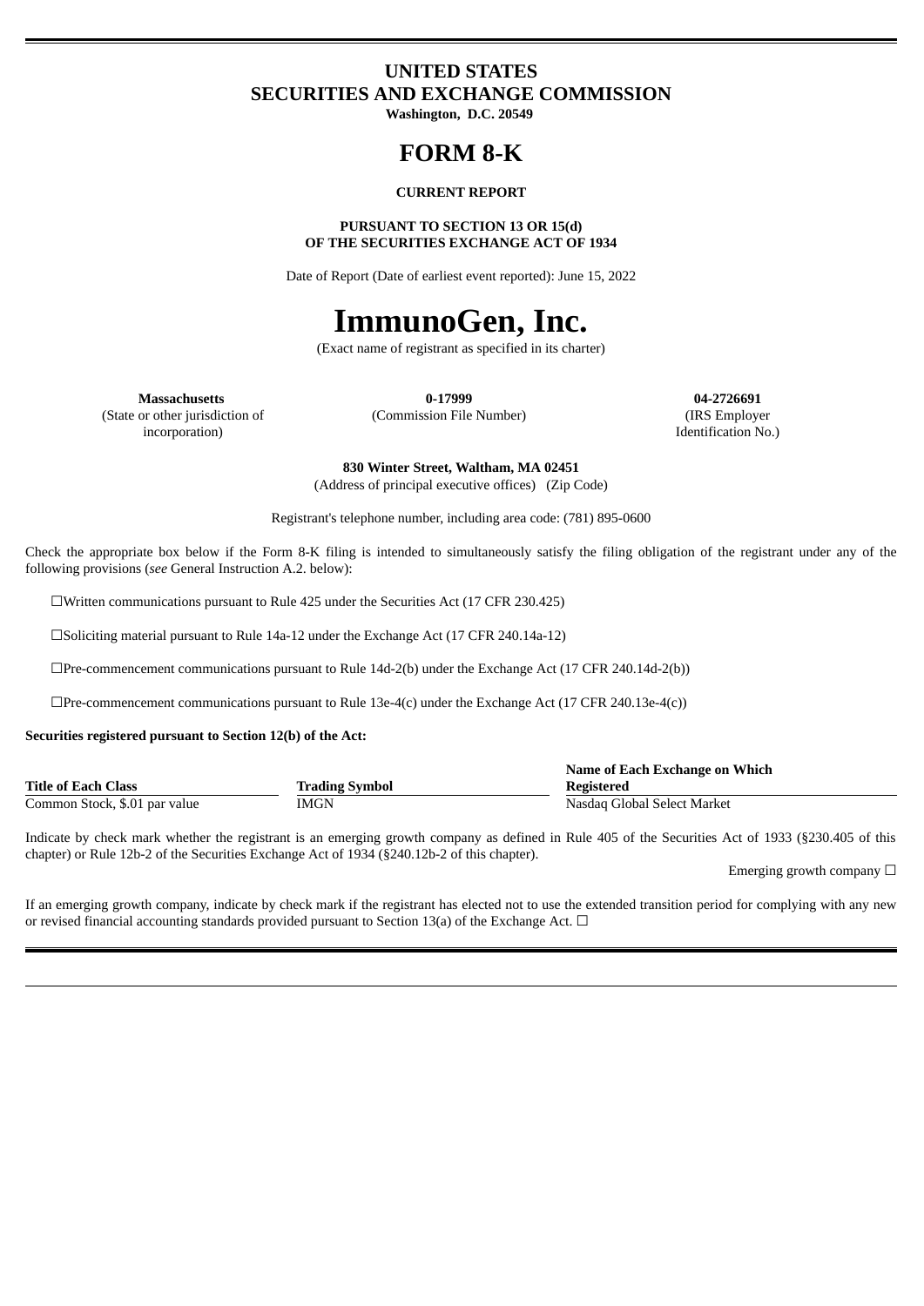# UNITED STATES
# SECURITIES AND EXCHANGE COMMISSION

**Washington, D.C. 20549**

# FORM 8-K

**CURRENT REPORT**

**PURSUANT TO SECTION 13 OR 15(d)**
**OF THE SECURITIES EXCHANGE ACT OF 1934**

Date of Report (Date of earliest event reported): June 15, 2022

# ImmunoGen, Inc.

(Exact name of registrant as specified in its charter)

| **Massachusetts** | **0-17999** | **04-2726691** |
|---|---|---|
| (State or other jurisdiction of incorporation) | (Commission File Number) | (IRS Employer Identification No.) |

**830 Winter Street, Waltham, MA 02451**
(Address of principal executive offices) (Zip Code)

Registrant's telephone number, including area code: (781) 895-0600

Check the appropriate box below if the Form 8-K filing is intended to simultaneously satisfy the filing obligation of the registrant under any of the following provisions (*see* General Instruction A.2. below):

☐Written communications pursuant to Rule 425 under the Securities Act (17 CFR 230.425)

☐Soliciting material pursuant to Rule 14a-12 under the Exchange Act (17 CFR 240.14a-12)

☐Pre-commencement communications pursuant to Rule 14d-2(b) under the Exchange Act (17 CFR 240.14d-2(b))

☐Pre-commencement communications pursuant to Rule 13e-4(c) under the Exchange Act (17 CFR 240.13e-4(c))

**Securities registered pursuant to Section 12(b) of the Act:**

| Title of Each Class | Trading Symbol | Name of Each Exchange on Which Registered |
|---|---|---|
| Common Stock, $.01 par value | IMGN | Nasdaq Global Select Market |

Indicate by check mark whether the registrant is an emerging growth company as defined in Rule 405 of the Securities Act of 1933 (§230.405 of this chapter) or Rule 12b-2 of the Securities Exchange Act of 1934 (§240.12b-2 of this chapter).

Emerging growth company ☐

If an emerging growth company, indicate by check mark if the registrant has elected not to use the extended transition period for complying with any new or revised financial accounting standards provided pursuant to Section 13(a) of the Exchange Act. ☐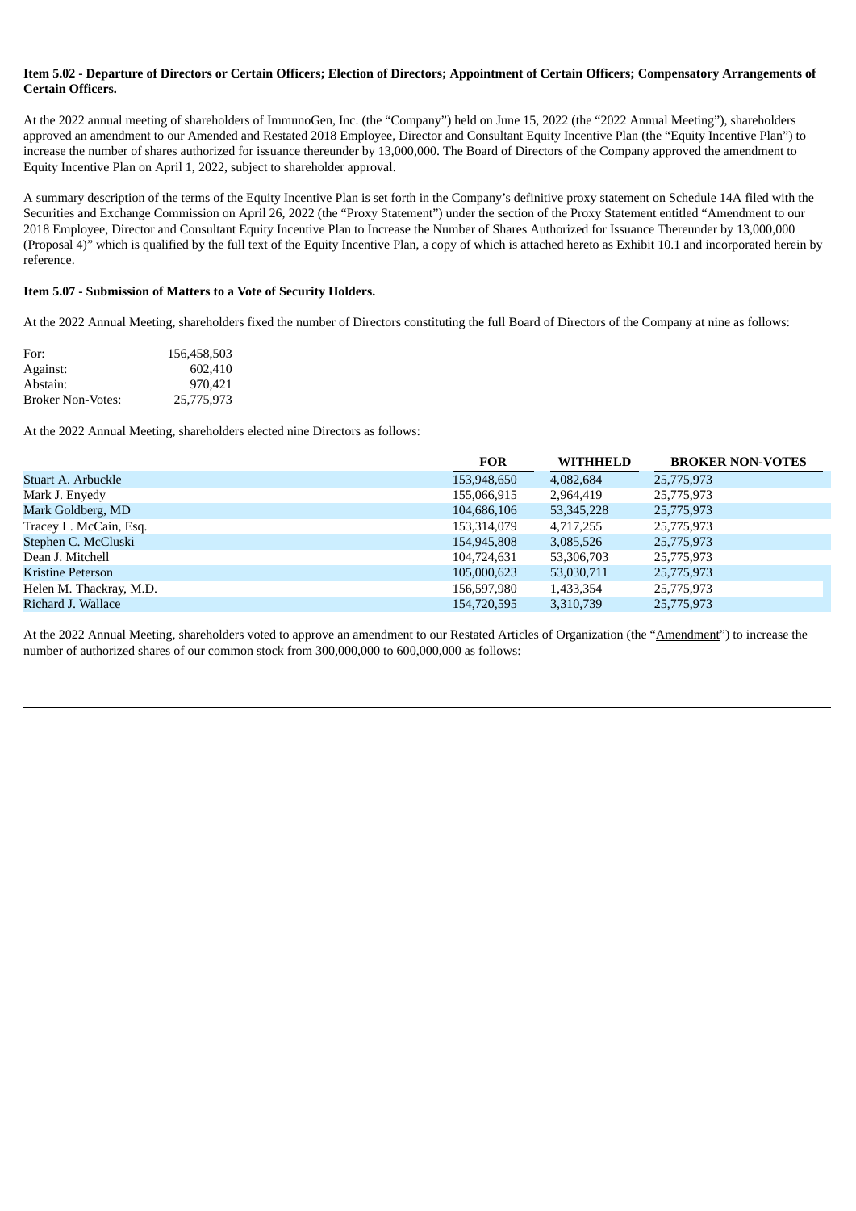**Item 5.02 - Departure of Directors or Certain Officers; Election of Directors; Appointment of Certain Officers; Compensatory Arrangements of Certain Officers.**

At the 2022 annual meeting of shareholders of ImmunoGen, Inc. (the "Company") held on June 15, 2022 (the "2022 Annual Meeting"), shareholders approved an amendment to our Amended and Restated 2018 Employee, Director and Consultant Equity Incentive Plan (the "Equity Incentive Plan") to increase the number of shares authorized for issuance thereunder by 13,000,000. The Board of Directors of the Company approved the amendment to Equity Incentive Plan on April 1, 2022, subject to shareholder approval.

A summary description of the terms of the Equity Incentive Plan is set forth in the Company's definitive proxy statement on Schedule 14A filed with the Securities and Exchange Commission on April 26, 2022 (the "Proxy Statement") under the section of the Proxy Statement entitled "Amendment to our 2018 Employee, Director and Consultant Equity Incentive Plan to Increase the Number of Shares Authorized for Issuance Thereunder by 13,000,000 (Proposal 4)" which is qualified by the full text of the Equity Incentive Plan, a copy of which is attached hereto as Exhibit 10.1 and incorporated herein by reference.

**Item 5.07 - Submission of Matters to a Vote of Security Holders.**

At the 2022 Annual Meeting, shareholders fixed the number of Directors constituting the full Board of Directors of the Company at nine as follows:

| | |
|---|---|
| For: | 156,458,503 |
| Against: | 602,410 |
| Abstain: | 970,421 |
| Broker Non-Votes: | 25,775,973 |

At the 2022 Annual Meeting, shareholders elected nine Directors as follows:

| | FOR | WITHHELD | BROKER NON-VOTES |
|---|---|---|---|
| Stuart A. Arbuckle | 153,948,650 | 4,082,684 | 25,775,973 |
| Mark J. Enyedy | 155,066,915 | 2,964,419 | 25,775,973 |
| Mark Goldberg, MD | 104,686,106 | 53,345,228 | 25,775,973 |
| Tracey L. McCain, Esq. | 153,314,079 | 4,717,255 | 25,775,973 |
| Stephen C. McCluski | 154,945,808 | 3,085,526 | 25,775,973 |
| Dean J. Mitchell | 104,724,631 | 53,306,703 | 25,775,973 |
| Kristine Peterson | 105,000,623 | 53,030,711 | 25,775,973 |
| Helen M. Thackray, M.D. | 156,597,980 | 1,433,354 | 25,775,973 |
| Richard J. Wallace | 154,720,595 | 3,310,739 | 25,775,973 |

At the 2022 Annual Meeting, shareholders voted to approve an amendment to our Restated Articles of Organization (the "Amendment") to increase the number of authorized shares of our common stock from 300,000,000 to 600,000,000 as follows: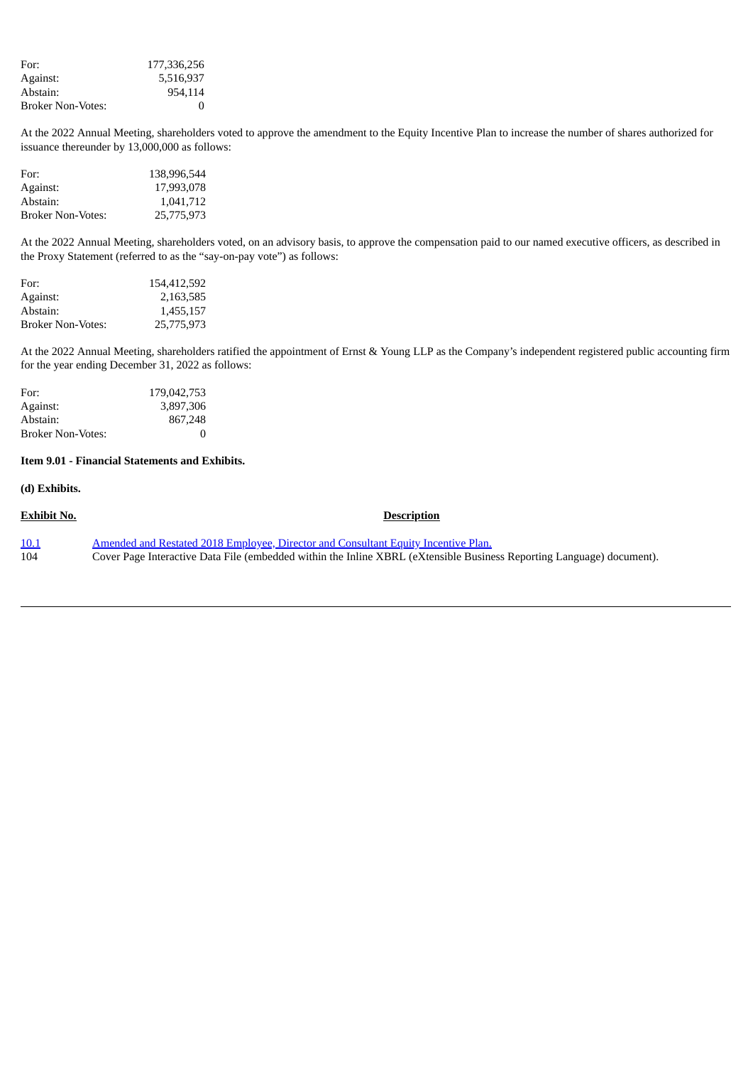| | |
|---|---|
| For: | 177,336,256 |
| Against: | 5,516,937 |
| Abstain: | 954,114 |
| Broker Non-Votes: | 0 |

At the 2022 Annual Meeting, shareholders voted to approve the amendment to the Equity Incentive Plan to increase the number of shares authorized for issuance thereunder by 13,000,000 as follows:

| | |
|---|---|
| For: | 138,996,544 |
| Against: | 17,993,078 |
| Abstain: | 1,041,712 |
| Broker Non-Votes: | 25,775,973 |

At the 2022 Annual Meeting, shareholders voted, on an advisory basis, to approve the compensation paid to our named executive officers, as described in the Proxy Statement (referred to as the “say-on-pay vote”) as follows:

| | |
|---|---|
| For: | 154,412,592 |
| Against: | 2,163,585 |
| Abstain: | 1,455,157 |
| Broker Non-Votes: | 25,775,973 |

At the 2022 Annual Meeting, shareholders ratified the appointment of Ernst & Young LLP as the Company’s independent registered public accounting firm for the year ending December 31, 2022 as follows:

| | |
|---|---|
| For: | 179,042,753 |
| Against: | 3,897,306 |
| Abstain: | 867,248 |
| Broker Non-Votes: | 0 |

**Item 9.01 - Financial Statements and Exhibits.**

**(d) Exhibits.**

| Exhibit No. | Description |
|---|---|
| 10.1 | Amended and Restated 2018 Employee, Director and Consultant Equity Incentive Plan. |
| 104 | Cover Page Interactive Data File (embedded within the Inline XBRL (eXtensible Business Reporting Language) document). |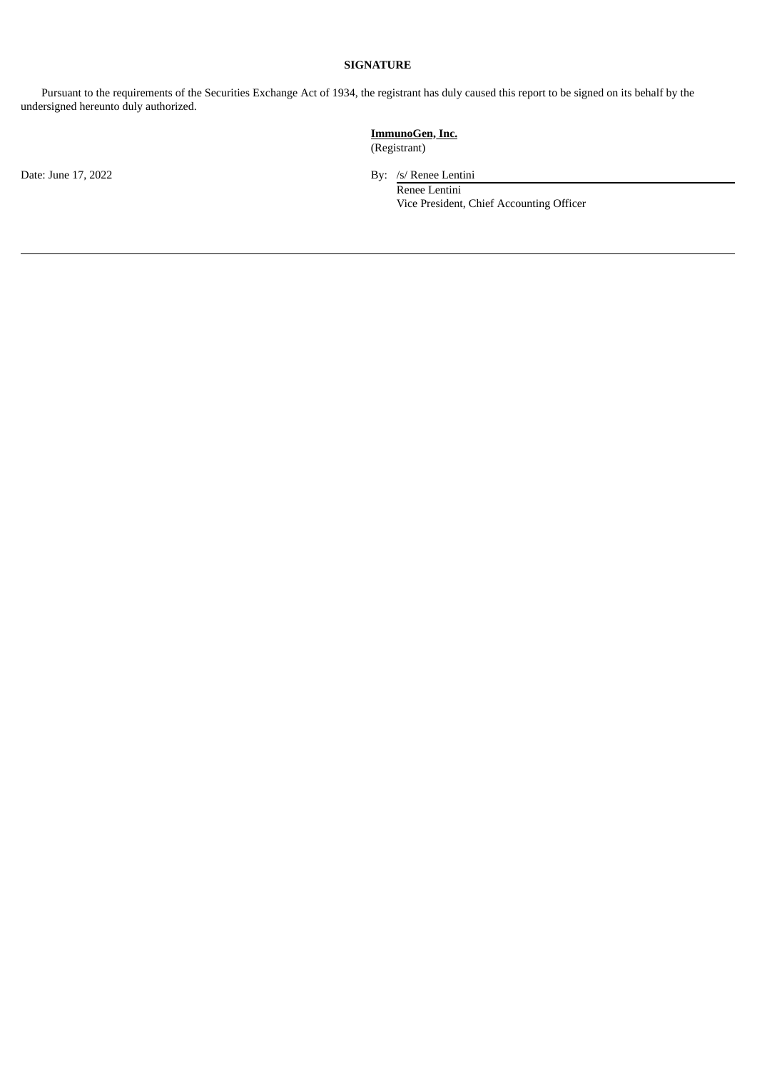**SIGNATURE**

Pursuant to the requirements of the Securities Exchange Act of 1934, the registrant has duly caused this report to be signed on its behalf by the undersigned hereunto duly authorized.

**ImmunoGen, Inc.**
(Registrant)

Date: June 17, 2022

By: /s/ Renee Lentini
Renee Lentini
Vice President, Chief Accounting Officer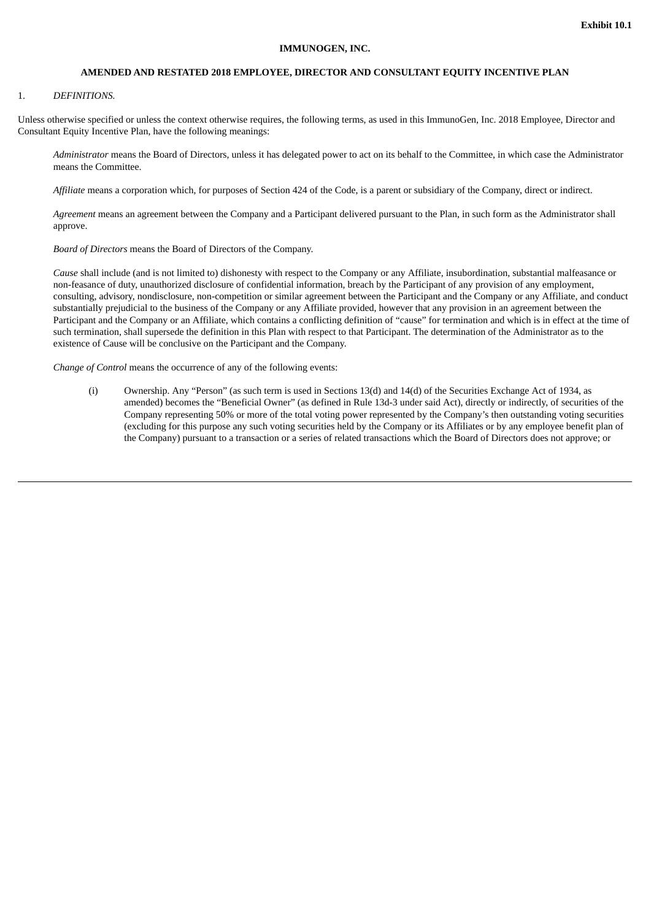**Exhibit 10.1**

**IMMUNOGEN, INC.**

**AMENDED AND RESTATED 2018 EMPLOYEE, DIRECTOR AND CONSULTANT EQUITY INCENTIVE PLAN**

1. *DEFINITIONS.*

Unless otherwise specified or unless the context otherwise requires, the following terms, as used in this ImmunoGen, Inc. 2018 Employee, Director and Consultant Equity Incentive Plan, have the following meanings:

*Administrator* means the Board of Directors, unless it has delegated power to act on its behalf to the Committee, in which case the Administrator means the Committee.

*Affiliate* means a corporation which, for purposes of Section 424 of the Code, is a parent or subsidiary of the Company, direct or indirect.

*Agreement* means an agreement between the Company and a Participant delivered pursuant to the Plan, in such form as the Administrator shall approve.

*Board of Directors* means the Board of Directors of the Company.

*Cause* shall include (and is not limited to) dishonesty with respect to the Company or any Affiliate, insubordination, substantial malfeasance or non-feasance of duty, unauthorized disclosure of confidential information, breach by the Participant of any provision of any employment, consulting, advisory, nondisclosure, non-competition or similar agreement between the Participant and the Company or any Affiliate, and conduct substantially prejudicial to the business of the Company or any Affiliate provided, however that any provision in an agreement between the Participant and the Company or an Affiliate, which contains a conflicting definition of "cause" for termination and which is in effect at the time of such termination, shall supersede the definition in this Plan with respect to that Participant. The determination of the Administrator as to the existence of Cause will be conclusive on the Participant and the Company.

*Change of Control* means the occurrence of any of the following events:

(i) Ownership. Any "Person" (as such term is used in Sections 13(d) and 14(d) of the Securities Exchange Act of 1934, as amended) becomes the "Beneficial Owner" (as defined in Rule 13d-3 under said Act), directly or indirectly, of securities of the Company representing 50% or more of the total voting power represented by the Company's then outstanding voting securities (excluding for this purpose any such voting securities held by the Company or its Affiliates or by any employee benefit plan of the Company) pursuant to a transaction or a series of related transactions which the Board of Directors does not approve; or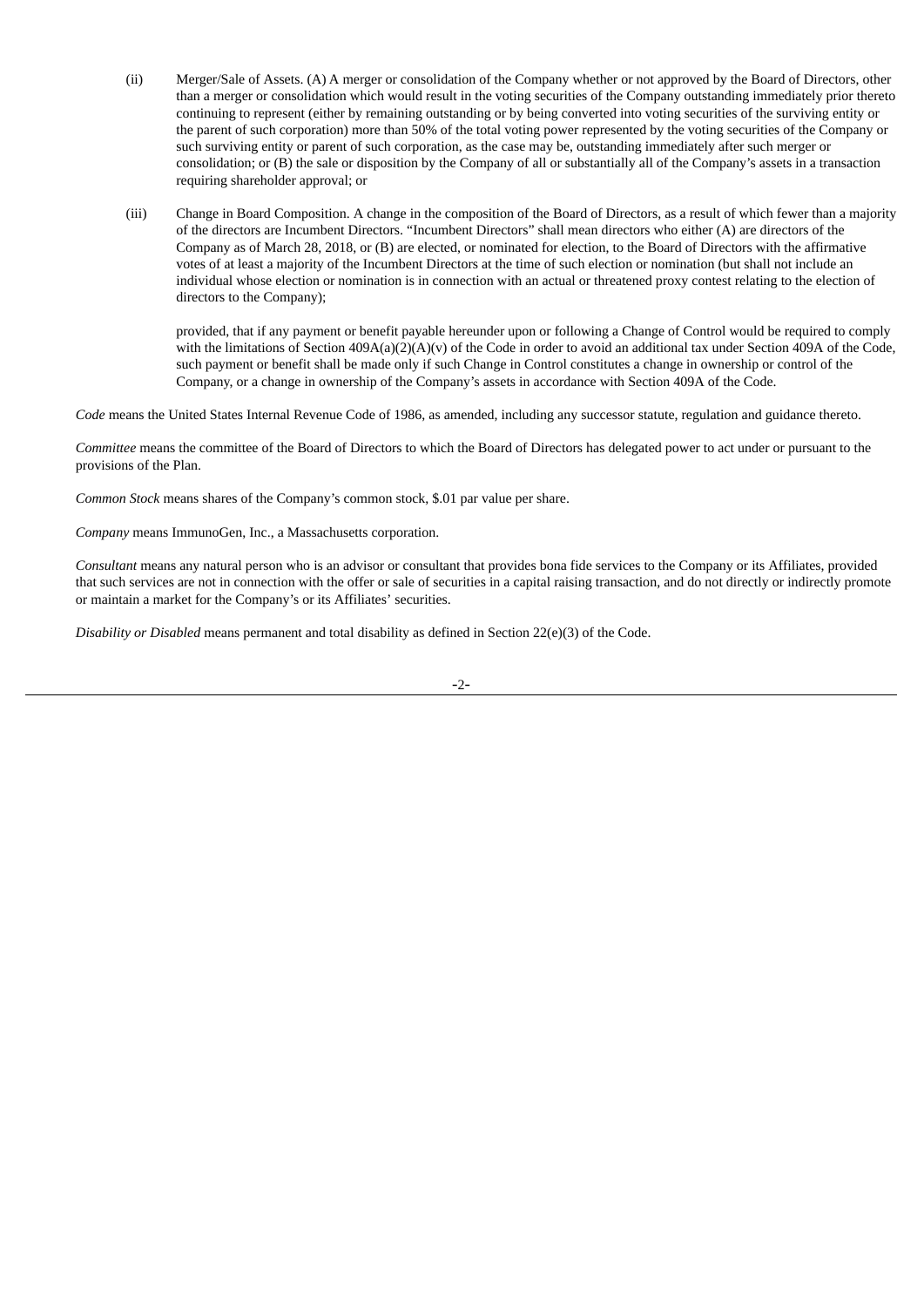(ii) Merger/Sale of Assets. (A) A merger or consolidation of the Company whether or not approved by the Board of Directors, other than a merger or consolidation which would result in the voting securities of the Company outstanding immediately prior thereto continuing to represent (either by remaining outstanding or by being converted into voting securities of the surviving entity or the parent of such corporation) more than 50% of the total voting power represented by the voting securities of the Company or such surviving entity or parent of such corporation, as the case may be, outstanding immediately after such merger or consolidation; or (B) the sale or disposition by the Company of all or substantially all of the Company's assets in a transaction requiring shareholder approval; or

(iii) Change in Board Composition. A change in the composition of the Board of Directors, as a result of which fewer than a majority of the directors are Incumbent Directors. "Incumbent Directors" shall mean directors who either (A) are directors of the Company as of March 28, 2018, or (B) are elected, or nominated for election, to the Board of Directors with the affirmative votes of at least a majority of the Incumbent Directors at the time of such election or nomination (but shall not include an individual whose election or nomination is in connection with an actual or threatened proxy contest relating to the election of directors to the Company);

provided, that if any payment or benefit payable hereunder upon or following a Change of Control would be required to comply with the limitations of Section 409A(a)(2)(A)(v) of the Code in order to avoid an additional tax under Section 409A of the Code, such payment or benefit shall be made only if such Change in Control constitutes a change in ownership or control of the Company, or a change in ownership of the Company's assets in accordance with Section 409A of the Code.

*Code* means the United States Internal Revenue Code of 1986, as amended, including any successor statute, regulation and guidance thereto.

*Committee* means the committee of the Board of Directors to which the Board of Directors has delegated power to act under or pursuant to the provisions of the Plan.

*Common Stock* means shares of the Company's common stock, $.01 par value per share.

*Company* means ImmunoGen, Inc., a Massachusetts corporation.

*Consultant* means any natural person who is an advisor or consultant that provides bona fide services to the Company or its Affiliates, provided that such services are not in connection with the offer or sale of securities in a capital raising transaction, and do not directly or indirectly promote or maintain a market for the Company's or its Affiliates' securities.

*Disability or Disabled* means permanent and total disability as defined in Section 22(e)(3) of the Code.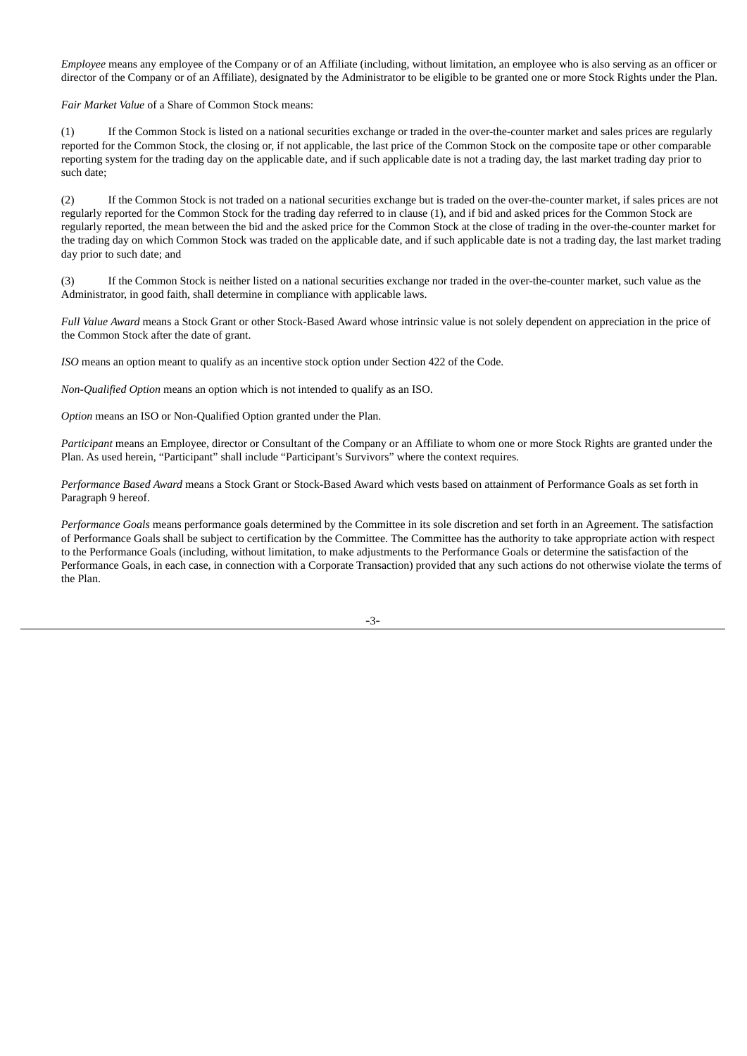*Employee* means any employee of the Company or of an Affiliate (including, without limitation, an employee who is also serving as an officer or director of the Company or of an Affiliate), designated by the Administrator to be eligible to be granted one or more Stock Rights under the Plan.

*Fair Market Value* of a Share of Common Stock means:

(1) If the Common Stock is listed on a national securities exchange or traded in the over-the-counter market and sales prices are regularly reported for the Common Stock, the closing or, if not applicable, the last price of the Common Stock on the composite tape or other comparable reporting system for the trading day on the applicable date, and if such applicable date is not a trading day, the last market trading day prior to such date;

(2) If the Common Stock is not traded on a national securities exchange but is traded on the over-the-counter market, if sales prices are not regularly reported for the Common Stock for the trading day referred to in clause (1), and if bid and asked prices for the Common Stock are regularly reported, the mean between the bid and the asked price for the Common Stock at the close of trading in the over-the-counter market for the trading day on which Common Stock was traded on the applicable date, and if such applicable date is not a trading day, the last market trading day prior to such date; and

(3) If the Common Stock is neither listed on a national securities exchange nor traded in the over-the-counter market, such value as the Administrator, in good faith, shall determine in compliance with applicable laws.

*Full Value Award* means a Stock Grant or other Stock-Based Award whose intrinsic value is not solely dependent on appreciation in the price of the Common Stock after the date of grant.

*ISO* means an option meant to qualify as an incentive stock option under Section 422 of the Code.

*Non-Qualified Option* means an option which is not intended to qualify as an ISO.

*Option* means an ISO or Non-Qualified Option granted under the Plan.

*Participant* means an Employee, director or Consultant of the Company or an Affiliate to whom one or more Stock Rights are granted under the Plan. As used herein, "Participant" shall include "Participant's Survivors" where the context requires.

*Performance Based Award* means a Stock Grant or Stock-Based Award which vests based on attainment of Performance Goals as set forth in Paragraph 9 hereof.

*Performance Goals* means performance goals determined by the Committee in its sole discretion and set forth in an Agreement. The satisfaction of Performance Goals shall be subject to certification by the Committee. The Committee has the authority to take appropriate action with respect to the Performance Goals (including, without limitation, to make adjustments to the Performance Goals or determine the satisfaction of the Performance Goals, in each case, in connection with a Corporate Transaction) provided that any such actions do not otherwise violate the terms of the Plan.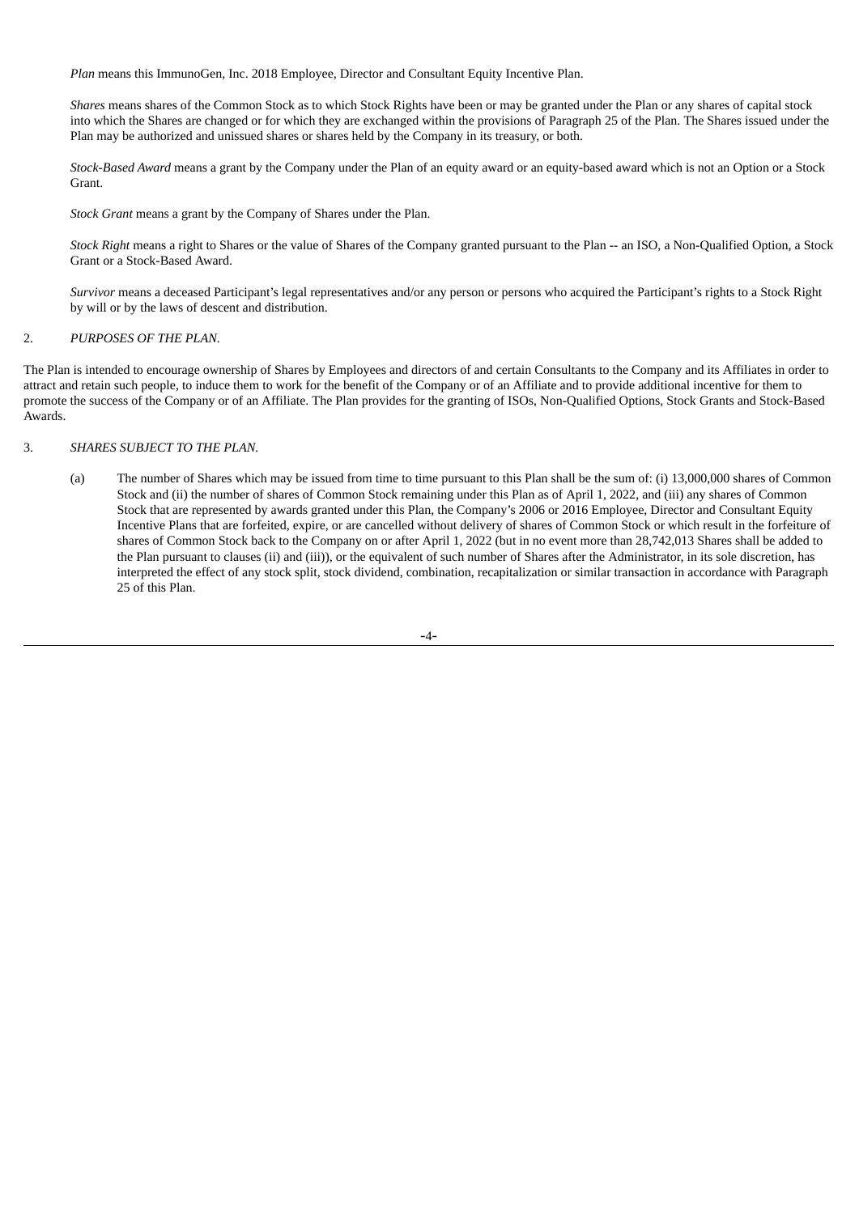*Plan* means this ImmunoGen, Inc. 2018 Employee, Director and Consultant Equity Incentive Plan.

*Shares* means shares of the Common Stock as to which Stock Rights have been or may be granted under the Plan or any shares of capital stock into which the Shares are changed or for which they are exchanged within the provisions of Paragraph 25 of the Plan. The Shares issued under the Plan may be authorized and unissued shares or shares held by the Company in its treasury, or both.

*Stock-Based Award* means a grant by the Company under the Plan of an equity award or an equity-based award which is not an Option or a Stock Grant.

*Stock Grant* means a grant by the Company of Shares under the Plan.

*Stock Right* means a right to Shares or the value of Shares of the Company granted pursuant to the Plan -- an ISO, a Non-Qualified Option, a Stock Grant or a Stock-Based Award.

*Survivor* means a deceased Participant's legal representatives and/or any person or persons who acquired the Participant's rights to a Stock Right by will or by the laws of descent and distribution.

2. *PURPOSES OF THE PLAN.*

The Plan is intended to encourage ownership of Shares by Employees and directors of and certain Consultants to the Company and its Affiliates in order to attract and retain such people, to induce them to work for the benefit of the Company or of an Affiliate and to provide additional incentive for them to promote the success of the Company or of an Affiliate. The Plan provides for the granting of ISOs, Non-Qualified Options, Stock Grants and Stock-Based Awards.

3. *SHARES SUBJECT TO THE PLAN.*

(a) The number of Shares which may be issued from time to time pursuant to this Plan shall be the sum of: (i) 13,000,000 shares of Common Stock and (ii) the number of shares of Common Stock remaining under this Plan as of April 1, 2022, and (iii) any shares of Common Stock that are represented by awards granted under this Plan, the Company's 2006 or 2016 Employee, Director and Consultant Equity Incentive Plans that are forfeited, expire, or are cancelled without delivery of shares of Common Stock or which result in the forfeiture of shares of Common Stock back to the Company on or after April 1, 2022 (but in no event more than 28,742,013 Shares shall be added to the Plan pursuant to clauses (ii) and (iii)), or the equivalent of such number of Shares after the Administrator, in its sole discretion, has interpreted the effect of any stock split, stock dividend, combination, recapitalization or similar transaction in accordance with Paragraph 25 of this Plan.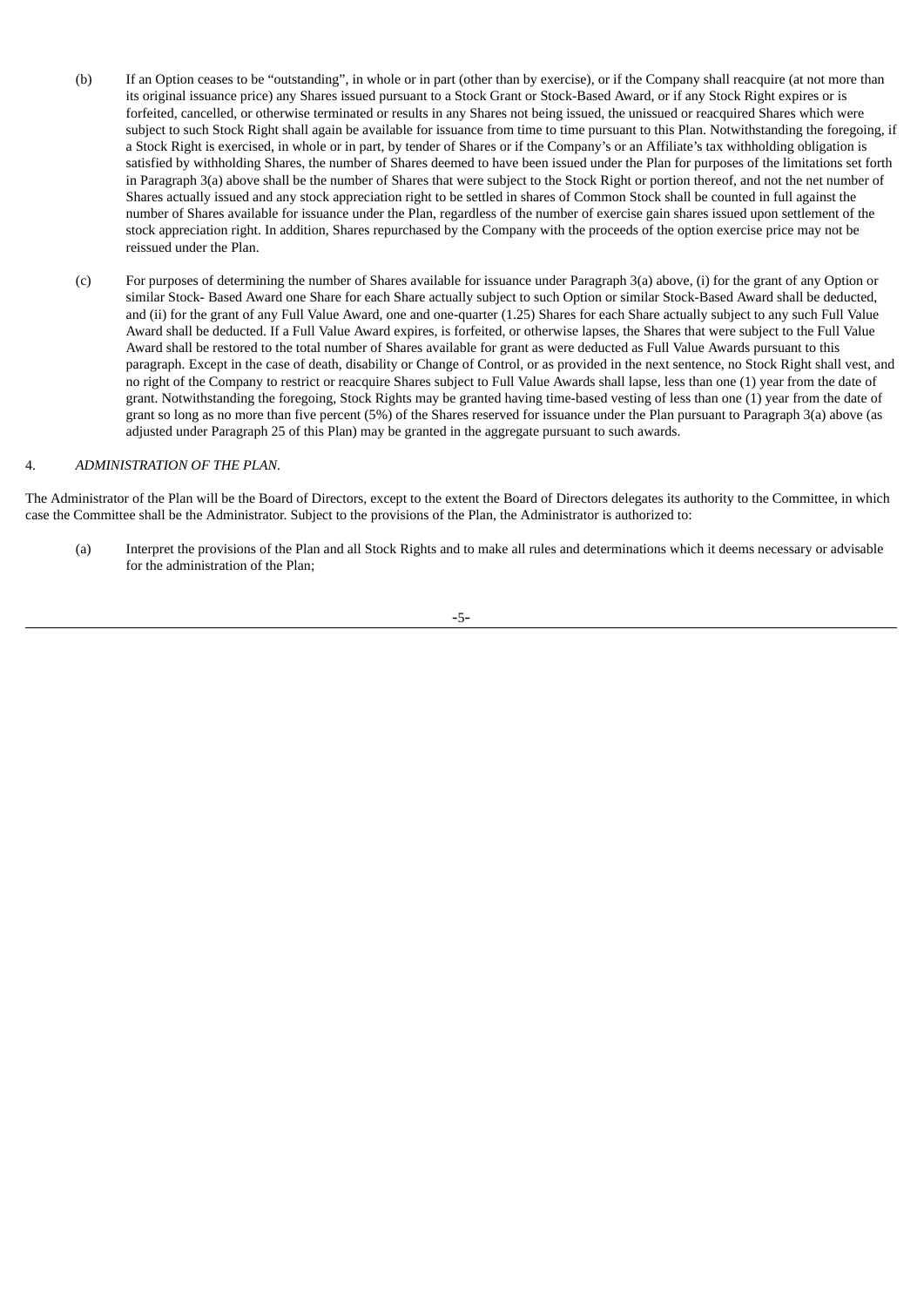(b) If an Option ceases to be "outstanding", in whole or in part (other than by exercise), or if the Company shall reacquire (at not more than its original issuance price) any Shares issued pursuant to a Stock Grant or Stock-Based Award, or if any Stock Right expires or is forfeited, cancelled, or otherwise terminated or results in any Shares not being issued, the unissued or reacquired Shares which were subject to such Stock Right shall again be available for issuance from time to time pursuant to this Plan. Notwithstanding the foregoing, if a Stock Right is exercised, in whole or in part, by tender of Shares or if the Company's or an Affiliate's tax withholding obligation is satisfied by withholding Shares, the number of Shares deemed to have been issued under the Plan for purposes of the limitations set forth in Paragraph 3(a) above shall be the number of Shares that were subject to the Stock Right or portion thereof, and not the net number of Shares actually issued and any stock appreciation right to be settled in shares of Common Stock shall be counted in full against the number of Shares available for issuance under the Plan, regardless of the number of exercise gain shares issued upon settlement of the stock appreciation right. In addition, Shares repurchased by the Company with the proceeds of the option exercise price may not be reissued under the Plan.

(c) For purposes of determining the number of Shares available for issuance under Paragraph 3(a) above, (i) for the grant of any Option or similar Stock- Based Award one Share for each Share actually subject to such Option or similar Stock-Based Award shall be deducted, and (ii) for the grant of any Full Value Award, one and one-quarter (1.25) Shares for each Share actually subject to any such Full Value Award shall be deducted. If a Full Value Award expires, is forfeited, or otherwise lapses, the Shares that were subject to the Full Value Award shall be restored to the total number of Shares available for grant as were deducted as Full Value Awards pursuant to this paragraph. Except in the case of death, disability or Change of Control, or as provided in the next sentence, no Stock Right shall vest, and no right of the Company to restrict or reacquire Shares subject to Full Value Awards shall lapse, less than one (1) year from the date of grant. Notwithstanding the foregoing, Stock Rights may be granted having time-based vesting of less than one (1) year from the date of grant so long as no more than five percent (5%) of the Shares reserved for issuance under the Plan pursuant to Paragraph 3(a) above (as adjusted under Paragraph 25 of this Plan) may be granted in the aggregate pursuant to such awards.

4. *ADMINISTRATION OF THE PLAN.*

The Administrator of the Plan will be the Board of Directors, except to the extent the Board of Directors delegates its authority to the Committee, in which case the Committee shall be the Administrator. Subject to the provisions of the Plan, the Administrator is authorized to:

(a) Interpret the provisions of the Plan and all Stock Rights and to make all rules and determinations which it deems necessary or advisable for the administration of the Plan;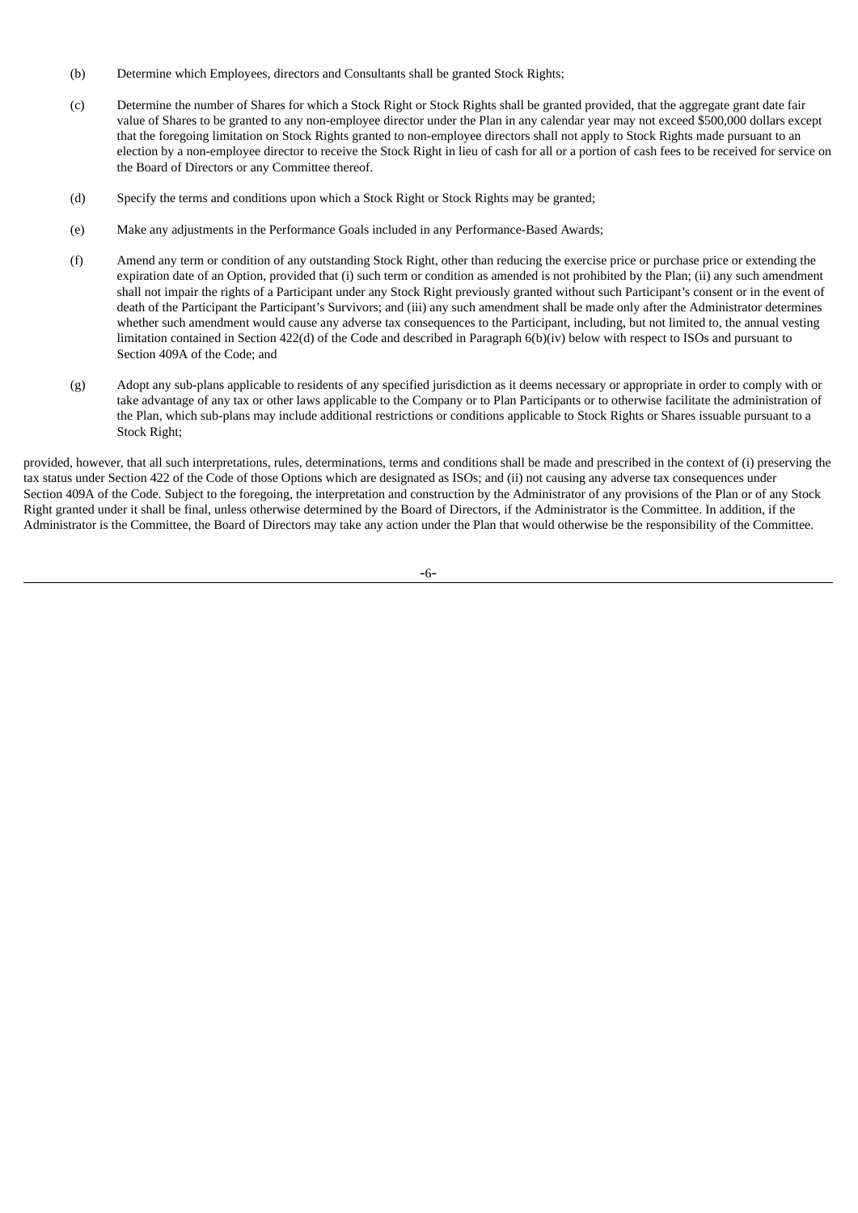(b) Determine which Employees, directors and Consultants shall be granted Stock Rights;

(c) Determine the number of Shares for which a Stock Right or Stock Rights shall be granted provided, that the aggregate grant date fair value of Shares to be granted to any non-employee director under the Plan in any calendar year may not exceed $500,000 dollars except that the foregoing limitation on Stock Rights granted to non-employee directors shall not apply to Stock Rights made pursuant to an election by a non-employee director to receive the Stock Right in lieu of cash for all or a portion of cash fees to be received for service on the Board of Directors or any Committee thereof.

(d) Specify the terms and conditions upon which a Stock Right or Stock Rights may be granted;

(e) Make any adjustments in the Performance Goals included in any Performance-Based Awards;

(f) Amend any term or condition of any outstanding Stock Right, other than reducing the exercise price or purchase price or extending the expiration date of an Option, provided that (i) such term or condition as amended is not prohibited by the Plan; (ii) any such amendment shall not impair the rights of a Participant under any Stock Right previously granted without such Participant's consent or in the event of death of the Participant the Participant's Survivors; and (iii) any such amendment shall be made only after the Administrator determines whether such amendment would cause any adverse tax consequences to the Participant, including, but not limited to, the annual vesting limitation contained in Section 422(d) of the Code and described in Paragraph 6(b)(iv) below with respect to ISOs and pursuant to Section 409A of the Code; and

(g) Adopt any sub-plans applicable to residents of any specified jurisdiction as it deems necessary or appropriate in order to comply with or take advantage of any tax or other laws applicable to the Company or to Plan Participants or to otherwise facilitate the administration of the Plan, which sub-plans may include additional restrictions or conditions applicable to Stock Rights or Shares issuable pursuant to a Stock Right;

provided, however, that all such interpretations, rules, determinations, terms and conditions shall be made and prescribed in the context of (i) preserving the tax status under Section 422 of the Code of those Options which are designated as ISOs; and (ii) not causing any adverse tax consequences under Section 409A of the Code. Subject to the foregoing, the interpretation and construction by the Administrator of any provisions of the Plan or of any Stock Right granted under it shall be final, unless otherwise determined by the Board of Directors, if the Administrator is the Committee. In addition, if the Administrator is the Committee, the Board of Directors may take any action under the Plan that would otherwise be the responsibility of the Committee.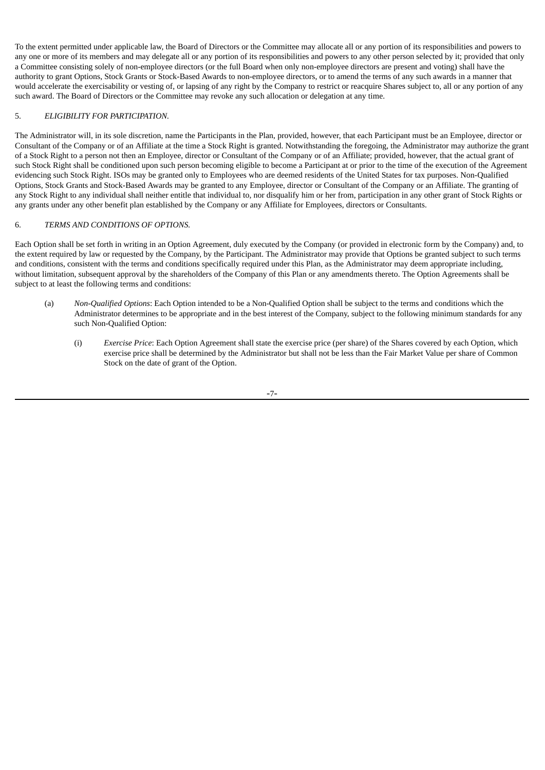To the extent permitted under applicable law, the Board of Directors or the Committee may allocate all or any portion of its responsibilities and powers to any one or more of its members and may delegate all or any portion of its responsibilities and powers to any other person selected by it; provided that only a Committee consisting solely of non-employee directors (or the full Board when only non-employee directors are present and voting) shall have the authority to grant Options, Stock Grants or Stock-Based Awards to non-employee directors, or to amend the terms of any such awards in a manner that would accelerate the exercisability or vesting of, or lapsing of any right by the Company to restrict or reacquire Shares subject to, all or any portion of any such award. The Board of Directors or the Committee may revoke any such allocation or delegation at any time.

5. *ELIGIBILITY FOR PARTICIPATION.*

The Administrator will, in its sole discretion, name the Participants in the Plan, provided, however, that each Participant must be an Employee, director or Consultant of the Company or of an Affiliate at the time a Stock Right is granted. Notwithstanding the foregoing, the Administrator may authorize the grant of a Stock Right to a person not then an Employee, director or Consultant of the Company or of an Affiliate; provided, however, that the actual grant of such Stock Right shall be conditioned upon such person becoming eligible to become a Participant at or prior to the time of the execution of the Agreement evidencing such Stock Right. ISOs may be granted only to Employees who are deemed residents of the United States for tax purposes. Non-Qualified Options, Stock Grants and Stock-Based Awards may be granted to any Employee, director or Consultant of the Company or an Affiliate. The granting of any Stock Right to any individual shall neither entitle that individual to, nor disqualify him or her from, participation in any other grant of Stock Rights or any grants under any other benefit plan established by the Company or any Affiliate for Employees, directors or Consultants.

6. *TERMS AND CONDITIONS OF OPTIONS.*

Each Option shall be set forth in writing in an Option Agreement, duly executed by the Company (or provided in electronic form by the Company) and, to the extent required by law or requested by the Company, by the Participant. The Administrator may provide that Options be granted subject to such terms and conditions, consistent with the terms and conditions specifically required under this Plan, as the Administrator may deem appropriate including, without limitation, subsequent approval by the shareholders of the Company of this Plan or any amendments thereto. The Option Agreements shall be subject to at least the following terms and conditions:

(a) *Non-Qualified Options*: Each Option intended to be a Non-Qualified Option shall be subject to the terms and conditions which the Administrator determines to be appropriate and in the best interest of the Company, subject to the following minimum standards for any such Non-Qualified Option:

(i) *Exercise Price*: Each Option Agreement shall state the exercise price (per share) of the Shares covered by each Option, which exercise price shall be determined by the Administrator but shall not be less than the Fair Market Value per share of Common Stock on the date of grant of the Option.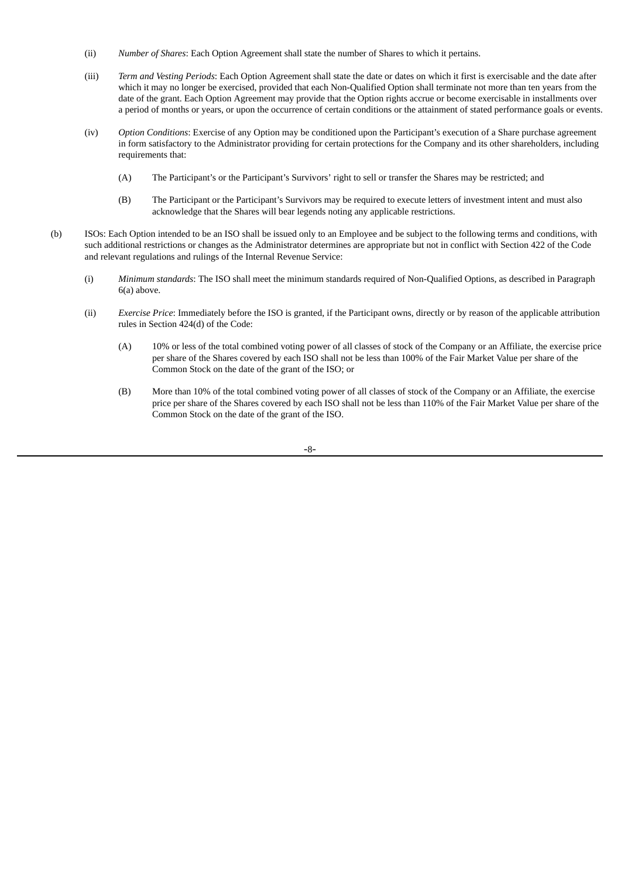(ii) *Number of Shares*: Each Option Agreement shall state the number of Shares to which it pertains.

(iii) *Term and Vesting Periods*: Each Option Agreement shall state the date or dates on which it first is exercisable and the date after which it may no longer be exercised, provided that each Non-Qualified Option shall terminate not more than ten years from the date of the grant. Each Option Agreement may provide that the Option rights accrue or become exercisable in installments over a period of months or years, or upon the occurrence of certain conditions or the attainment of stated performance goals or events.

(iv) *Option Conditions*: Exercise of any Option may be conditioned upon the Participant's execution of a Share purchase agreement in form satisfactory to the Administrator providing for certain protections for the Company and its other shareholders, including requirements that:

(A) The Participant's or the Participant's Survivors' right to sell or transfer the Shares may be restricted; and

(B) The Participant or the Participant's Survivors may be required to execute letters of investment intent and must also acknowledge that the Shares will bear legends noting any applicable restrictions.

(b) ISOs: Each Option intended to be an ISO shall be issued only to an Employee and be subject to the following terms and conditions, with such additional restrictions or changes as the Administrator determines are appropriate but not in conflict with Section 422 of the Code and relevant regulations and rulings of the Internal Revenue Service:

(i) *Minimum standards*: The ISO shall meet the minimum standards required of Non-Qualified Options, as described in Paragraph 6(a) above.

(ii) *Exercise Price*: Immediately before the ISO is granted, if the Participant owns, directly or by reason of the applicable attribution rules in Section 424(d) of the Code:

(A) 10% or less of the total combined voting power of all classes of stock of the Company or an Affiliate, the exercise price per share of the Shares covered by each ISO shall not be less than 100% of the Fair Market Value per share of the Common Stock on the date of the grant of the ISO; or

(B) More than 10% of the total combined voting power of all classes of stock of the Company or an Affiliate, the exercise price per share of the Shares covered by each ISO shall not be less than 110% of the Fair Market Value per share of the Common Stock on the date of the grant of the ISO.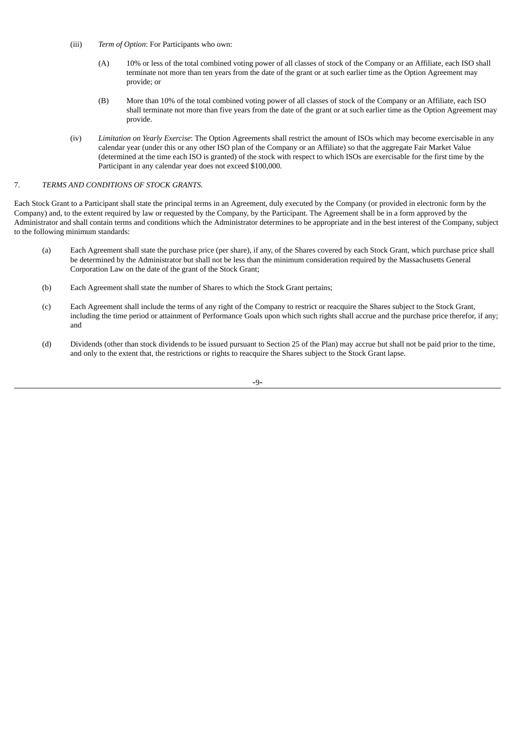(iii) *Term of Option*: For Participants who own:

(A) 10% or less of the total combined voting power of all classes of stock of the Company or an Affiliate, each ISO shall terminate not more than ten years from the date of the grant or at such earlier time as the Option Agreement may provide; or

(B) More than 10% of the total combined voting power of all classes of stock of the Company or an Affiliate, each ISO shall terminate not more than five years from the date of the grant or at such earlier time as the Option Agreement may provide.

(iv) *Limitation on Yearly Exercise*: The Option Agreements shall restrict the amount of ISOs which may become exercisable in any calendar year (under this or any other ISO plan of the Company or an Affiliate) so that the aggregate Fair Market Value (determined at the time each ISO is granted) of the stock with respect to which ISOs are exercisable for the first time by the Participant in any calendar year does not exceed $100,000.

7. *TERMS AND CONDITIONS OF STOCK GRANTS.*

Each Stock Grant to a Participant shall state the principal terms in an Agreement, duly executed by the Company (or provided in electronic form by the Company) and, to the extent required by law or requested by the Company, by the Participant. The Agreement shall be in a form approved by the Administrator and shall contain terms and conditions which the Administrator determines to be appropriate and in the best interest of the Company, subject to the following minimum standards:

(a) Each Agreement shall state the purchase price (per share), if any, of the Shares covered by each Stock Grant, which purchase price shall be determined by the Administrator but shall not be less than the minimum consideration required by the Massachusetts General Corporation Law on the date of the grant of the Stock Grant;

(b) Each Agreement shall state the number of Shares to which the Stock Grant pertains;

(c) Each Agreement shall include the terms of any right of the Company to restrict or reacquire the Shares subject to the Stock Grant, including the time period or attainment of Performance Goals upon which such rights shall accrue and the purchase price therefor, if any; and

(d) Dividends (other than stock dividends to be issued pursuant to Section 25 of the Plan) may accrue but shall not be paid prior to the time, and only to the extent that, the restrictions or rights to reacquire the Shares subject to the Stock Grant lapse.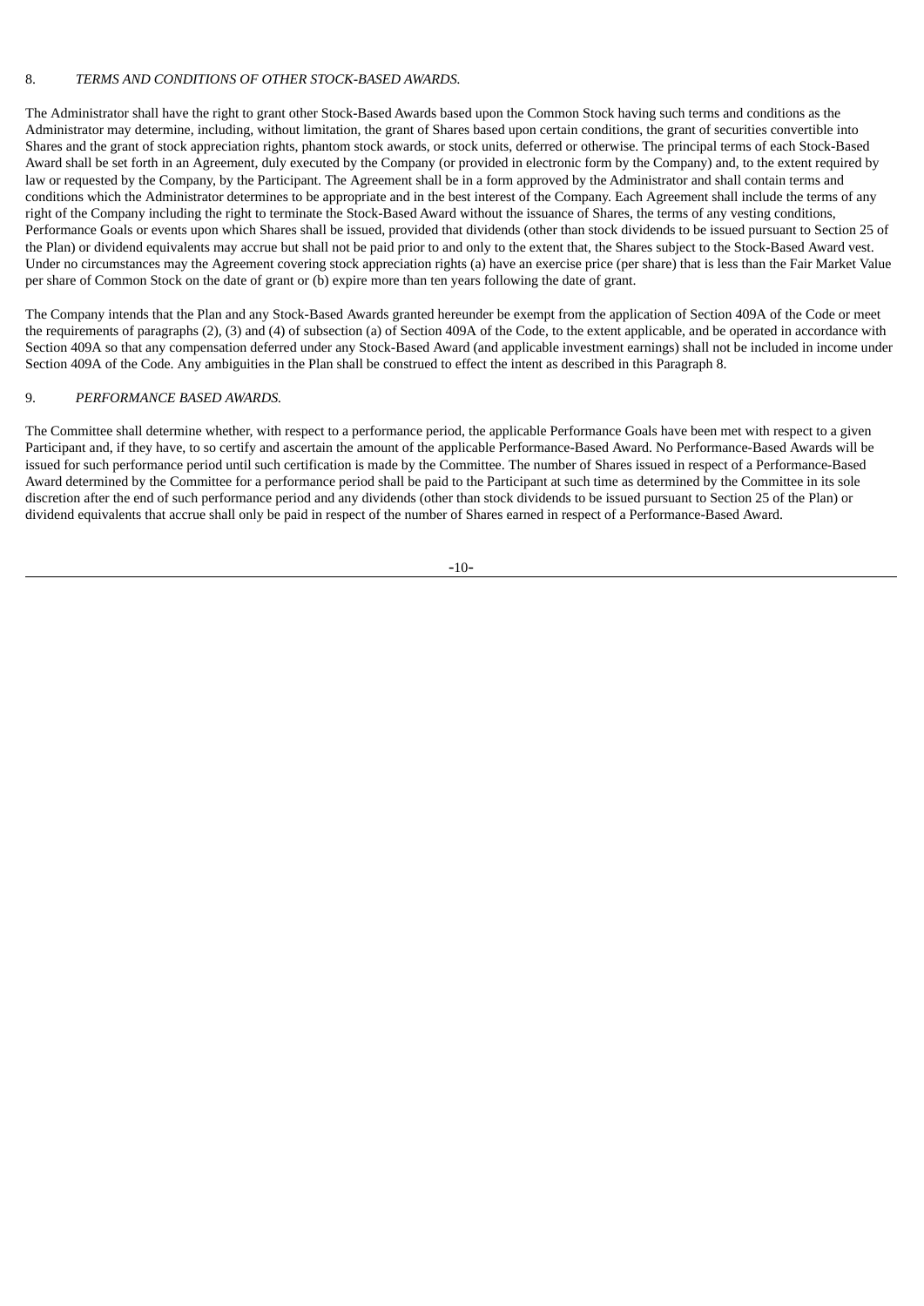8. *TERMS AND CONDITIONS OF OTHER STOCK-BASED AWARDS.*

The Administrator shall have the right to grant other Stock-Based Awards based upon the Common Stock having such terms and conditions as the Administrator may determine, including, without limitation, the grant of Shares based upon certain conditions, the grant of securities convertible into Shares and the grant of stock appreciation rights, phantom stock awards, or stock units, deferred or otherwise. The principal terms of each Stock-Based Award shall be set forth in an Agreement, duly executed by the Company (or provided in electronic form by the Company) and, to the extent required by law or requested by the Company, by the Participant. The Agreement shall be in a form approved by the Administrator and shall contain terms and conditions which the Administrator determines to be appropriate and in the best interest of the Company. Each Agreement shall include the terms of any right of the Company including the right to terminate the Stock-Based Award without the issuance of Shares, the terms of any vesting conditions, Performance Goals or events upon which Shares shall be issued, provided that dividends (other than stock dividends to be issued pursuant to Section 25 of the Plan) or dividend equivalents may accrue but shall not be paid prior to and only to the extent that, the Shares subject to the Stock-Based Award vest. Under no circumstances may the Agreement covering stock appreciation rights (a) have an exercise price (per share) that is less than the Fair Market Value per share of Common Stock on the date of grant or (b) expire more than ten years following the date of grant.

The Company intends that the Plan and any Stock-Based Awards granted hereunder be exempt from the application of Section 409A of the Code or meet the requirements of paragraphs (2), (3) and (4) of subsection (a) of Section 409A of the Code, to the extent applicable, and be operated in accordance with Section 409A so that any compensation deferred under any Stock-Based Award (and applicable investment earnings) shall not be included in income under Section 409A of the Code. Any ambiguities in the Plan shall be construed to effect the intent as described in this Paragraph 8.

9. *PERFORMANCE BASED AWARDS.*

The Committee shall determine whether, with respect to a performance period, the applicable Performance Goals have been met with respect to a given Participant and, if they have, to so certify and ascertain the amount of the applicable Performance-Based Award. No Performance-Based Awards will be issued for such performance period until such certification is made by the Committee. The number of Shares issued in respect of a Performance-Based Award determined by the Committee for a performance period shall be paid to the Participant at such time as determined by the Committee in its sole discretion after the end of such performance period and any dividends (other than stock dividends to be issued pursuant to Section 25 of the Plan) or dividend equivalents that accrue shall only be paid in respect of the number of Shares earned in respect of a Performance-Based Award.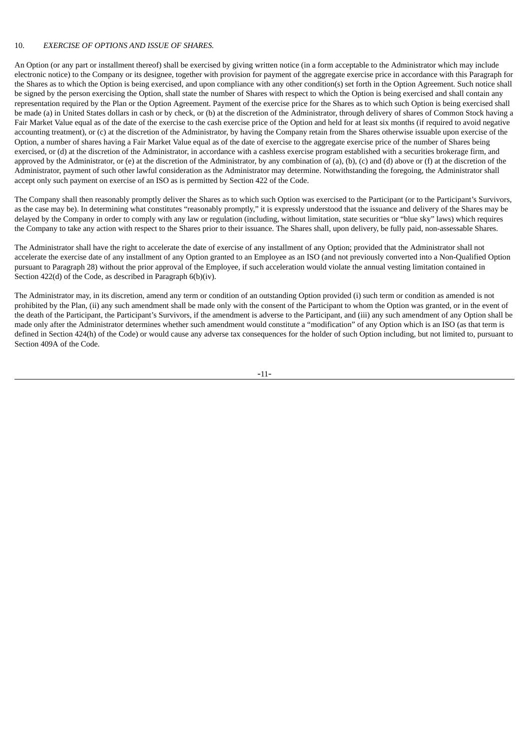10. *EXERCISE OF OPTIONS AND ISSUE OF SHARES.*

An Option (or any part or installment thereof) shall be exercised by giving written notice (in a form acceptable to the Administrator which may include electronic notice) to the Company or its designee, together with provision for payment of the aggregate exercise price in accordance with this Paragraph for the Shares as to which the Option is being exercised, and upon compliance with any other condition(s) set forth in the Option Agreement. Such notice shall be signed by the person exercising the Option, shall state the number of Shares with respect to which the Option is being exercised and shall contain any representation required by the Plan or the Option Agreement. Payment of the exercise price for the Shares as to which such Option is being exercised shall be made (a) in United States dollars in cash or by check, or (b) at the discretion of the Administrator, through delivery of shares of Common Stock having a Fair Market Value equal as of the date of the exercise to the cash exercise price of the Option and held for at least six months (if required to avoid negative accounting treatment), or (c) at the discretion of the Administrator, by having the Company retain from the Shares otherwise issuable upon exercise of the Option, a number of shares having a Fair Market Value equal as of the date of exercise to the aggregate exercise price of the number of Shares being exercised, or (d) at the discretion of the Administrator, in accordance with a cashless exercise program established with a securities brokerage firm, and approved by the Administrator, or (e) at the discretion of the Administrator, by any combination of (a), (b), (c) and (d) above or (f) at the discretion of the Administrator, payment of such other lawful consideration as the Administrator may determine. Notwithstanding the foregoing, the Administrator shall accept only such payment on exercise of an ISO as is permitted by Section 422 of the Code.

The Company shall then reasonably promptly deliver the Shares as to which such Option was exercised to the Participant (or to the Participant's Survivors, as the case may be). In determining what constitutes "reasonably promptly," it is expressly understood that the issuance and delivery of the Shares may be delayed by the Company in order to comply with any law or regulation (including, without limitation, state securities or "blue sky" laws) which requires the Company to take any action with respect to the Shares prior to their issuance. The Shares shall, upon delivery, be fully paid, non-assessable Shares.

The Administrator shall have the right to accelerate the date of exercise of any installment of any Option; provided that the Administrator shall not accelerate the exercise date of any installment of any Option granted to an Employee as an ISO (and not previously converted into a Non-Qualified Option pursuant to Paragraph 28) without the prior approval of the Employee, if such acceleration would violate the annual vesting limitation contained in Section 422(d) of the Code, as described in Paragraph 6(b)(iv).

The Administrator may, in its discretion, amend any term or condition of an outstanding Option provided (i) such term or condition as amended is not prohibited by the Plan, (ii) any such amendment shall be made only with the consent of the Participant to whom the Option was granted, or in the event of the death of the Participant, the Participant's Survivors, if the amendment is adverse to the Participant, and (iii) any such amendment of any Option shall be made only after the Administrator determines whether such amendment would constitute a "modification" of any Option which is an ISO (as that term is defined in Section 424(h) of the Code) or would cause any adverse tax consequences for the holder of such Option including, but not limited to, pursuant to Section 409A of the Code.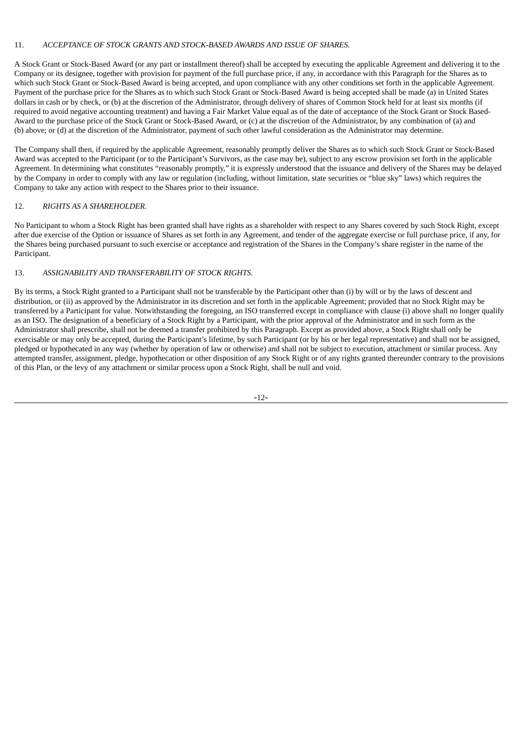### 11. *ACCEPTANCE OF STOCK GRANTS AND STOCK-BASED AWARDS AND ISSUE OF SHARES.*

A Stock Grant or Stock-Based Award (or any part or installment thereof) shall be accepted by executing the applicable Agreement and delivering it to the Company or its designee, together with provision for payment of the full purchase price, if any, in accordance with this Paragraph for the Shares as to which such Stock Grant or Stock-Based Award is being accepted, and upon compliance with any other conditions set forth in the applicable Agreement. Payment of the purchase price for the Shares as to which such Stock Grant or Stock-Based Award is being accepted shall be made (a) in United States dollars in cash or by check, or (b) at the discretion of the Administrator, through delivery of shares of Common Stock held for at least six months (if required to avoid negative accounting treatment) and having a Fair Market Value equal as of the date of acceptance of the Stock Grant or Stock Based-Award to the purchase price of the Stock Grant or Stock-Based Award, or (c) at the discretion of the Administrator, by any combination of (a) and (b) above; or (d) at the discretion of the Administrator, payment of such other lawful consideration as the Administrator may determine.

The Company shall then, if required by the applicable Agreement, reasonably promptly deliver the Shares as to which such Stock Grant or Stock-Based Award was accepted to the Participant (or to the Participant's Survivors, as the case may be), subject to any escrow provision set forth in the applicable Agreement. In determining what constitutes "reasonably promptly," it is expressly understood that the issuance and delivery of the Shares may be delayed by the Company in order to comply with any law or regulation (including, without limitation, state securities or "blue sky" laws) which requires the Company to take any action with respect to the Shares prior to their issuance.

### 12. *RIGHTS AS A SHAREHOLDER.*

No Participant to whom a Stock Right has been granted shall have rights as a shareholder with respect to any Shares covered by such Stock Right, except after due exercise of the Option or issuance of Shares as set forth in any Agreement, and tender of the aggregate exercise or full purchase price, if any, for the Shares being purchased pursuant to such exercise or acceptance and registration of the Shares in the Company's share register in the name of the Participant.

### 13. *ASSIGNABILITY AND TRANSFERABILITY OF STOCK RIGHTS.*

By its terms, a Stock Right granted to a Participant shall not be transferable by the Participant other than (i) by will or by the laws of descent and distribution, or (ii) as approved by the Administrator in its discretion and set forth in the applicable Agreement; provided that no Stock Right may be transferred by a Participant for value. Notwithstanding the foregoing, an ISO transferred except in compliance with clause (i) above shall no longer qualify as an ISO. The designation of a beneficiary of a Stock Right by a Participant, with the prior approval of the Administrator and in such form as the Administrator shall prescribe, shall not be deemed a transfer prohibited by this Paragraph. Except as provided above, a Stock Right shall only be exercisable or may only be accepted, during the Participant's lifetime, by such Participant (or by his or her legal representative) and shall not be assigned, pledged or hypothecated in any way (whether by operation of law or otherwise) and shall not be subject to execution, attachment or similar process. Any attempted transfer, assignment, pledge, hypothecation or other disposition of any Stock Right or of any rights granted thereunder contrary to the provisions of this Plan, or the levy of any attachment or similar process upon a Stock Right, shall be null and void.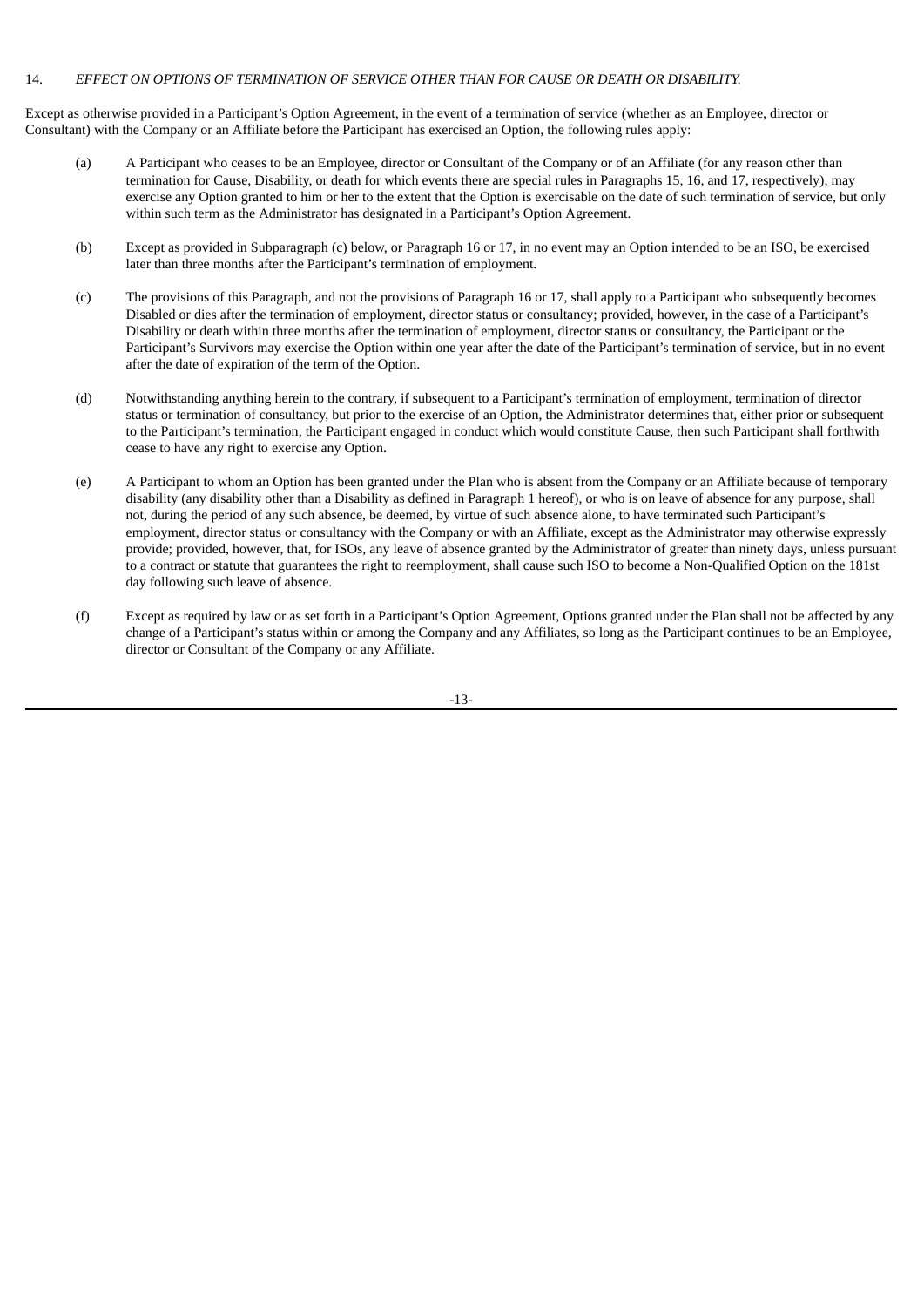### 14. *EFFECT ON OPTIONS OF TERMINATION OF SERVICE OTHER THAN FOR CAUSE OR DEATH OR DISABILITY.*

Except as otherwise provided in a Participant's Option Agreement, in the event of a termination of service (whether as an Employee, director or Consultant) with the Company or an Affiliate before the Participant has exercised an Option, the following rules apply:

(a) A Participant who ceases to be an Employee, director or Consultant of the Company or of an Affiliate (for any reason other than termination for Cause, Disability, or death for which events there are special rules in Paragraphs 15, 16, and 17, respectively), may exercise any Option granted to him or her to the extent that the Option is exercisable on the date of such termination of service, but only within such term as the Administrator has designated in a Participant's Option Agreement.

(b) Except as provided in Subparagraph (c) below, or Paragraph 16 or 17, in no event may an Option intended to be an ISO, be exercised later than three months after the Participant's termination of employment.

(c) The provisions of this Paragraph, and not the provisions of Paragraph 16 or 17, shall apply to a Participant who subsequently becomes Disabled or dies after the termination of employment, director status or consultancy; provided, however, in the case of a Participant's Disability or death within three months after the termination of employment, director status or consultancy, the Participant or the Participant's Survivors may exercise the Option within one year after the date of the Participant's termination of service, but in no event after the date of expiration of the term of the Option.

(d) Notwithstanding anything herein to the contrary, if subsequent to a Participant's termination of employment, termination of director status or termination of consultancy, but prior to the exercise of an Option, the Administrator determines that, either prior or subsequent to the Participant's termination, the Participant engaged in conduct which would constitute Cause, then such Participant shall forthwith cease to have any right to exercise any Option.

(e) A Participant to whom an Option has been granted under the Plan who is absent from the Company or an Affiliate because of temporary disability (any disability other than a Disability as defined in Paragraph 1 hereof), or who is on leave of absence for any purpose, shall not, during the period of any such absence, be deemed, by virtue of such absence alone, to have terminated such Participant's employment, director status or consultancy with the Company or with an Affiliate, except as the Administrator may otherwise expressly provide; provided, however, that, for ISOs, any leave of absence granted by the Administrator of greater than ninety days, unless pursuant to a contract or statute that guarantees the right to reemployment, shall cause such ISO to become a Non-Qualified Option on the 181st day following such leave of absence.

(f) Except as required by law or as set forth in a Participant's Option Agreement, Options granted under the Plan shall not be affected by any change of a Participant's status within or among the Company and any Affiliates, so long as the Participant continues to be an Employee, director or Consultant of the Company or any Affiliate.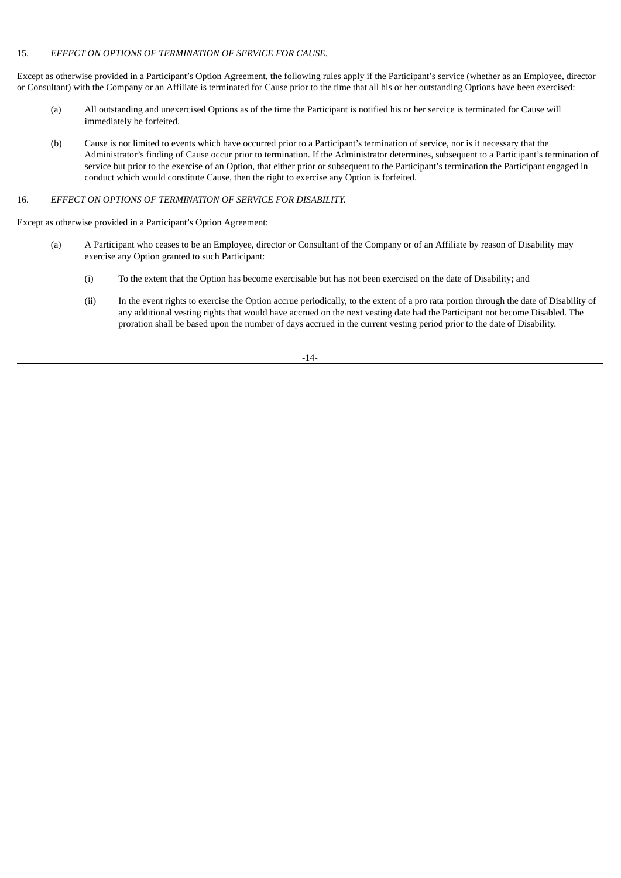15. *EFFECT ON OPTIONS OF TERMINATION OF SERVICE FOR CAUSE.*

Except as otherwise provided in a Participant's Option Agreement, the following rules apply if the Participant's service (whether as an Employee, director or Consultant) with the Company or an Affiliate is terminated for Cause prior to the time that all his or her outstanding Options have been exercised:

(a) All outstanding and unexercised Options as of the time the Participant is notified his or her service is terminated for Cause will immediately be forfeited.

(b) Cause is not limited to events which have occurred prior to a Participant's termination of service, nor is it necessary that the Administrator's finding of Cause occur prior to termination. If the Administrator determines, subsequent to a Participant's termination of service but prior to the exercise of an Option, that either prior or subsequent to the Participant's termination the Participant engaged in conduct which would constitute Cause, then the right to exercise any Option is forfeited.

16. *EFFECT ON OPTIONS OF TERMINATION OF SERVICE FOR DISABILITY.*

Except as otherwise provided in a Participant's Option Agreement:

(a) A Participant who ceases to be an Employee, director or Consultant of the Company or of an Affiliate by reason of Disability may exercise any Option granted to such Participant:

(i) To the extent that the Option has become exercisable but has not been exercised on the date of Disability; and

(ii) In the event rights to exercise the Option accrue periodically, to the extent of a pro rata portion through the date of Disability of any additional vesting rights that would have accrued on the next vesting date had the Participant not become Disabled. The proration shall be based upon the number of days accrued in the current vesting period prior to the date of Disability.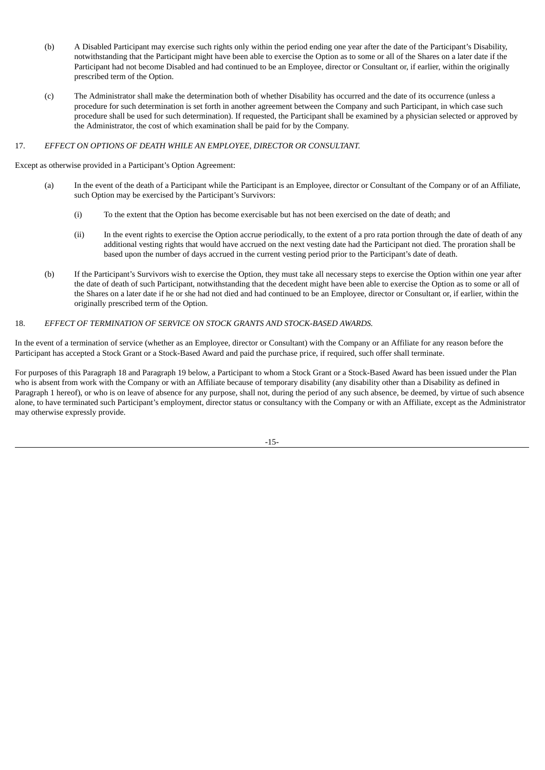(b) A Disabled Participant may exercise such rights only within the period ending one year after the date of the Participant's Disability, notwithstanding that the Participant might have been able to exercise the Option as to some or all of the Shares on a later date if the Participant had not become Disabled and had continued to be an Employee, director or Consultant or, if earlier, within the originally prescribed term of the Option.

(c) The Administrator shall make the determination both of whether Disability has occurred and the date of its occurrence (unless a procedure for such determination is set forth in another agreement between the Company and such Participant, in which case such procedure shall be used for such determination). If requested, the Participant shall be examined by a physician selected or approved by the Administrator, the cost of which examination shall be paid for by the Company.

17. *EFFECT ON OPTIONS OF DEATH WHILE AN EMPLOYEE, DIRECTOR OR CONSULTANT.*

Except as otherwise provided in a Participant's Option Agreement:

(a) In the event of the death of a Participant while the Participant is an Employee, director or Consultant of the Company or of an Affiliate, such Option may be exercised by the Participant's Survivors:

(i) To the extent that the Option has become exercisable but has not been exercised on the date of death; and

(ii) In the event rights to exercise the Option accrue periodically, to the extent of a pro rata portion through the date of death of any additional vesting rights that would have accrued on the next vesting date had the Participant not died. The proration shall be based upon the number of days accrued in the current vesting period prior to the Participant's date of death.

(b) If the Participant's Survivors wish to exercise the Option, they must take all necessary steps to exercise the Option within one year after the date of death of such Participant, notwithstanding that the decedent might have been able to exercise the Option as to some or all of the Shares on a later date if he or she had not died and had continued to be an Employee, director or Consultant or, if earlier, within the originally prescribed term of the Option.

18. *EFFECT OF TERMINATION OF SERVICE ON STOCK GRANTS AND STOCK-BASED AWARDS.*

In the event of a termination of service (whether as an Employee, director or Consultant) with the Company or an Affiliate for any reason before the Participant has accepted a Stock Grant or a Stock-Based Award and paid the purchase price, if required, such offer shall terminate.

For purposes of this Paragraph 18 and Paragraph 19 below, a Participant to whom a Stock Grant or a Stock-Based Award has been issued under the Plan who is absent from work with the Company or with an Affiliate because of temporary disability (any disability other than a Disability as defined in Paragraph 1 hereof), or who is on leave of absence for any purpose, shall not, during the period of any such absence, be deemed, by virtue of such absence alone, to have terminated such Participant's employment, director status or consultancy with the Company or with an Affiliate, except as the Administrator may otherwise expressly provide.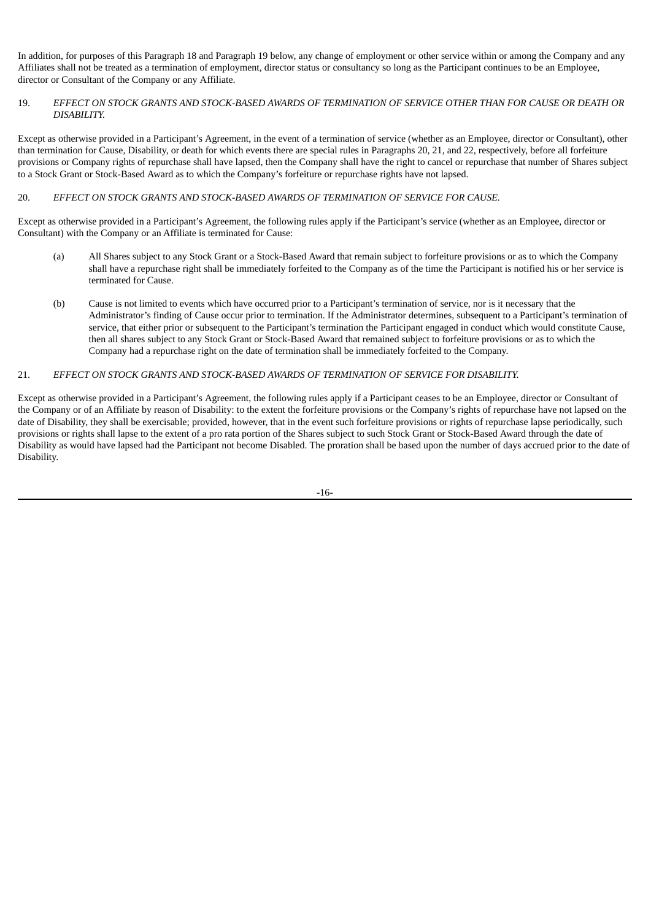In addition, for purposes of this Paragraph 18 and Paragraph 19 below, any change of employment or other service within or among the Company and any Affiliates shall not be treated as a termination of employment, director status or consultancy so long as the Participant continues to be an Employee, director or Consultant of the Company or any Affiliate.

19. *EFFECT ON STOCK GRANTS AND STOCK-BASED AWARDS OF TERMINATION OF SERVICE OTHER THAN FOR CAUSE OR DEATH OR DISABILITY.*

Except as otherwise provided in a Participant's Agreement, in the event of a termination of service (whether as an Employee, director or Consultant), other than termination for Cause, Disability, or death for which events there are special rules in Paragraphs 20, 21, and 22, respectively, before all forfeiture provisions or Company rights of repurchase shall have lapsed, then the Company shall have the right to cancel or repurchase that number of Shares subject to a Stock Grant or Stock-Based Award as to which the Company's forfeiture or repurchase rights have not lapsed.

20. *EFFECT ON STOCK GRANTS AND STOCK-BASED AWARDS OF TERMINATION OF SERVICE FOR CAUSE.*

Except as otherwise provided in a Participant's Agreement, the following rules apply if the Participant's service (whether as an Employee, director or Consultant) with the Company or an Affiliate is terminated for Cause:

(a) All Shares subject to any Stock Grant or a Stock-Based Award that remain subject to forfeiture provisions or as to which the Company shall have a repurchase right shall be immediately forfeited to the Company as of the time the Participant is notified his or her service is terminated for Cause.

(b) Cause is not limited to events which have occurred prior to a Participant's termination of service, nor is it necessary that the Administrator's finding of Cause occur prior to termination. If the Administrator determines, subsequent to a Participant's termination of service, that either prior or subsequent to the Participant's termination the Participant engaged in conduct which would constitute Cause, then all shares subject to any Stock Grant or Stock-Based Award that remained subject to forfeiture provisions or as to which the Company had a repurchase right on the date of termination shall be immediately forfeited to the Company.

21. *EFFECT ON STOCK GRANTS AND STOCK-BASED AWARDS OF TERMINATION OF SERVICE FOR DISABILITY.*

Except as otherwise provided in a Participant's Agreement, the following rules apply if a Participant ceases to be an Employee, director or Consultant of the Company or of an Affiliate by reason of Disability: to the extent the forfeiture provisions or the Company's rights of repurchase have not lapsed on the date of Disability, they shall be exercisable; provided, however, that in the event such forfeiture provisions or rights of repurchase lapse periodically, such provisions or rights shall lapse to the extent of a pro rata portion of the Shares subject to such Stock Grant or Stock-Based Award through the date of Disability as would have lapsed had the Participant not become Disabled. The proration shall be based upon the number of days accrued prior to the date of Disability.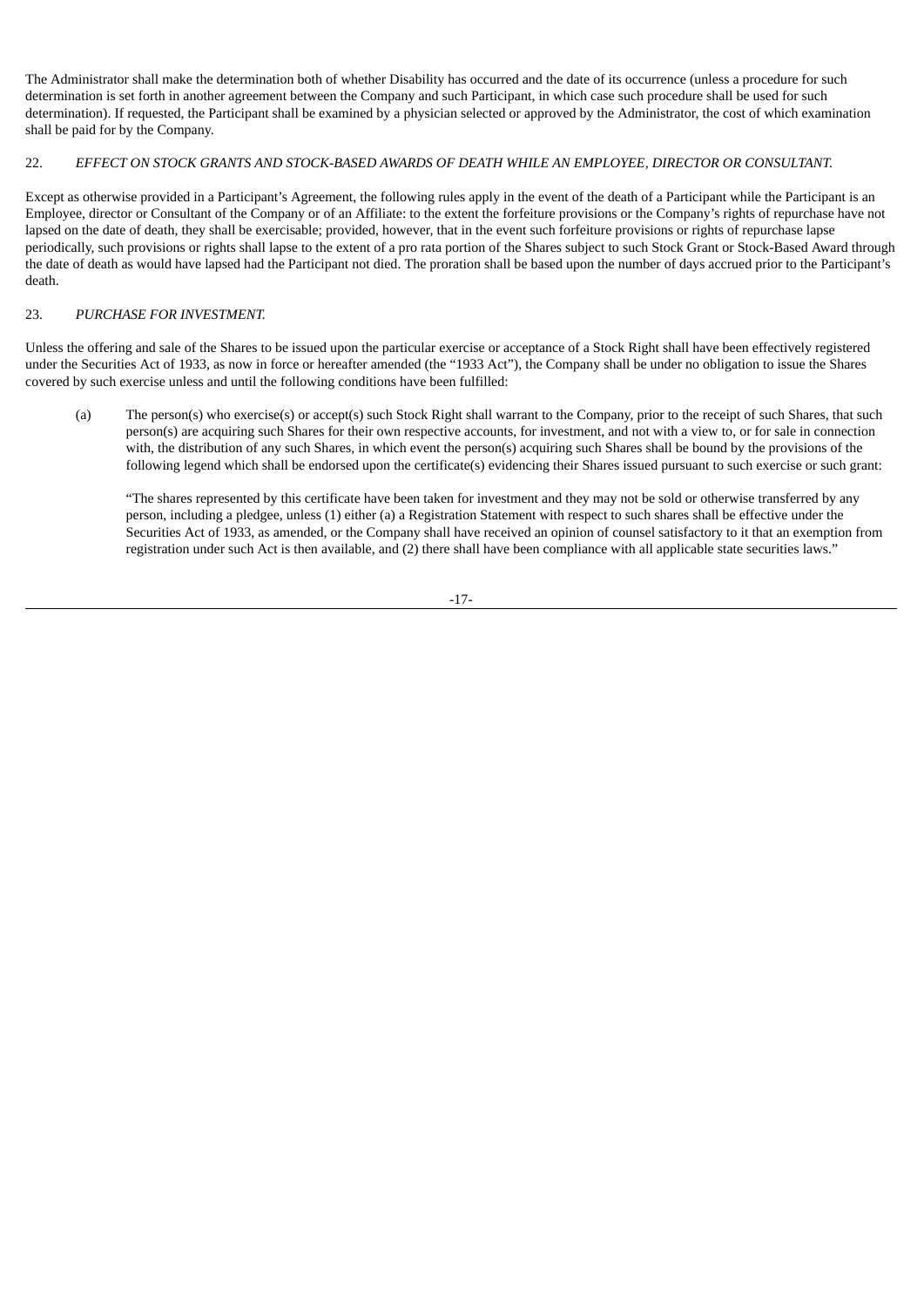The Administrator shall make the determination both of whether Disability has occurred and the date of its occurrence (unless a procedure for such determination is set forth in another agreement between the Company and such Participant, in which case such procedure shall be used for such determination). If requested, the Participant shall be examined by a physician selected or approved by the Administrator, the cost of which examination shall be paid for by the Company.

22. *EFFECT ON STOCK GRANTS AND STOCK-BASED AWARDS OF DEATH WHILE AN EMPLOYEE, DIRECTOR OR CONSULTANT.*

Except as otherwise provided in a Participant's Agreement, the following rules apply in the event of the death of a Participant while the Participant is an Employee, director or Consultant of the Company or of an Affiliate: to the extent the forfeiture provisions or the Company's rights of repurchase have not lapsed on the date of death, they shall be exercisable; provided, however, that in the event such forfeiture provisions or rights of repurchase lapse periodically, such provisions or rights shall lapse to the extent of a pro rata portion of the Shares subject to such Stock Grant or Stock-Based Award through the date of death as would have lapsed had the Participant not died. The proration shall be based upon the number of days accrued prior to the Participant's death.

23. *PURCHASE FOR INVESTMENT.*

Unless the offering and sale of the Shares to be issued upon the particular exercise or acceptance of a Stock Right shall have been effectively registered under the Securities Act of 1933, as now in force or hereafter amended (the "1933 Act"), the Company shall be under no obligation to issue the Shares covered by such exercise unless and until the following conditions have been fulfilled:

(a) The person(s) who exercise(s) or accept(s) such Stock Right shall warrant to the Company, prior to the receipt of such Shares, that such person(s) are acquiring such Shares for their own respective accounts, for investment, and not with a view to, or for sale in connection with, the distribution of any such Shares, in which event the person(s) acquiring such Shares shall be bound by the provisions of the following legend which shall be endorsed upon the certificate(s) evidencing their Shares issued pursuant to such exercise or such grant:

> "The shares represented by this certificate have been taken for investment and they may not be sold or otherwise transferred by any person, including a pledgee, unless (1) either (a) a Registration Statement with respect to such shares shall be effective under the Securities Act of 1933, as amended, or the Company shall have received an opinion of counsel satisfactory to it that an exemption from registration under such Act is then available, and (2) there shall have been compliance with all applicable state securities laws."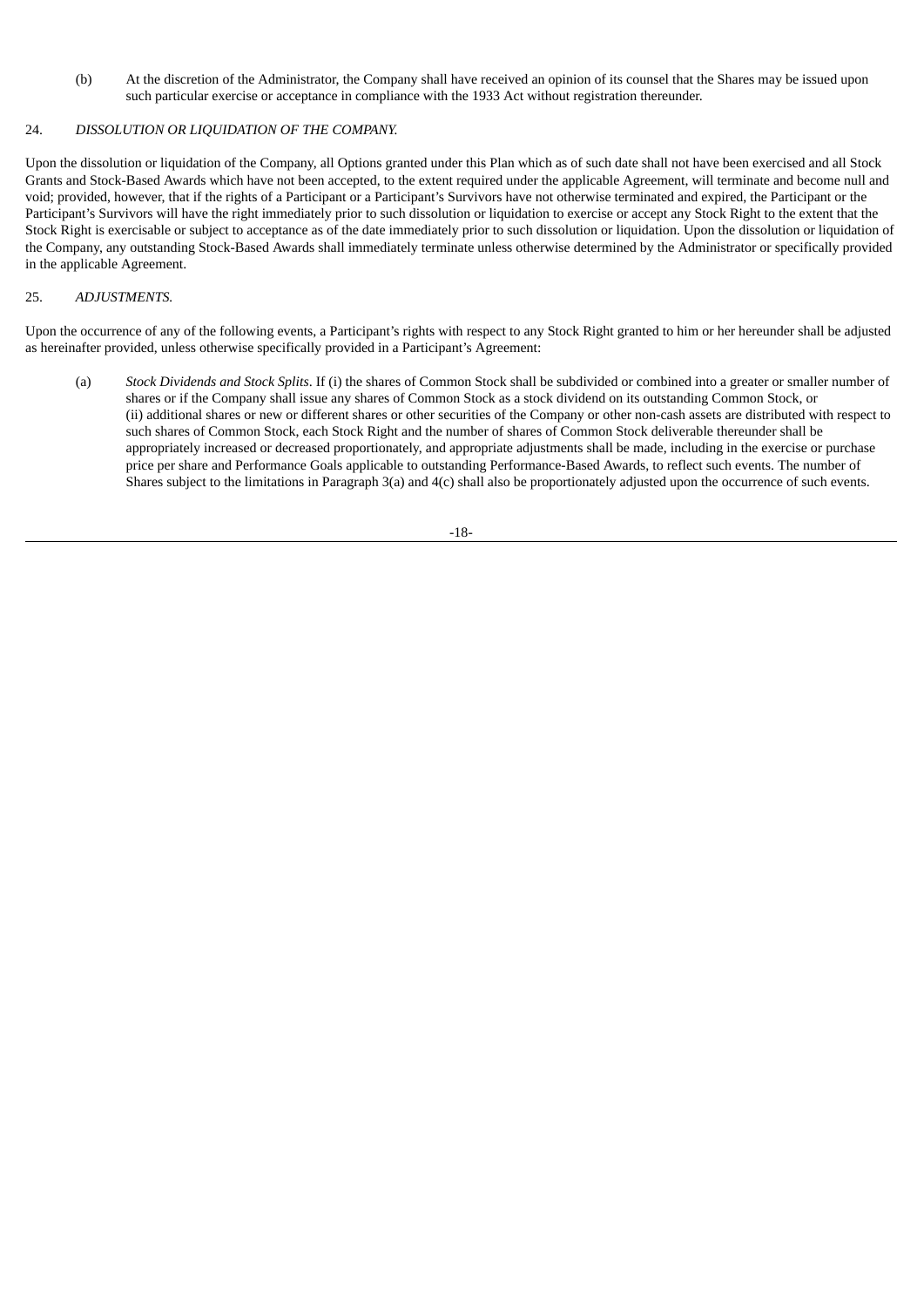(b) At the discretion of the Administrator, the Company shall have received an opinion of its counsel that the Shares may be issued upon such particular exercise or acceptance in compliance with the 1933 Act without registration thereunder.

24. *DISSOLUTION OR LIQUIDATION OF THE COMPANY.*

Upon the dissolution or liquidation of the Company, all Options granted under this Plan which as of such date shall not have been exercised and all Stock Grants and Stock-Based Awards which have not been accepted, to the extent required under the applicable Agreement, will terminate and become null and void; provided, however, that if the rights of a Participant or a Participant's Survivors have not otherwise terminated and expired, the Participant or the Participant's Survivors will have the right immediately prior to such dissolution or liquidation to exercise or accept any Stock Right to the extent that the Stock Right is exercisable or subject to acceptance as of the date immediately prior to such dissolution or liquidation. Upon the dissolution or liquidation of the Company, any outstanding Stock-Based Awards shall immediately terminate unless otherwise determined by the Administrator or specifically provided in the applicable Agreement.

25. *ADJUSTMENTS.*

Upon the occurrence of any of the following events, a Participant's rights with respect to any Stock Right granted to him or her hereunder shall be adjusted as hereinafter provided, unless otherwise specifically provided in a Participant's Agreement:

(a) *Stock Dividends and Stock Splits*. If (i) the shares of Common Stock shall be subdivided or combined into a greater or smaller number of shares or if the Company shall issue any shares of Common Stock as a stock dividend on its outstanding Common Stock, or (ii) additional shares or new or different shares or other securities of the Company or other non-cash assets are distributed with respect to such shares of Common Stock, each Stock Right and the number of shares of Common Stock deliverable thereunder shall be appropriately increased or decreased proportionately, and appropriate adjustments shall be made, including in the exercise or purchase price per share and Performance Goals applicable to outstanding Performance-Based Awards, to reflect such events. The number of Shares subject to the limitations in Paragraph 3(a) and 4(c) shall also be proportionately adjusted upon the occurrence of such events.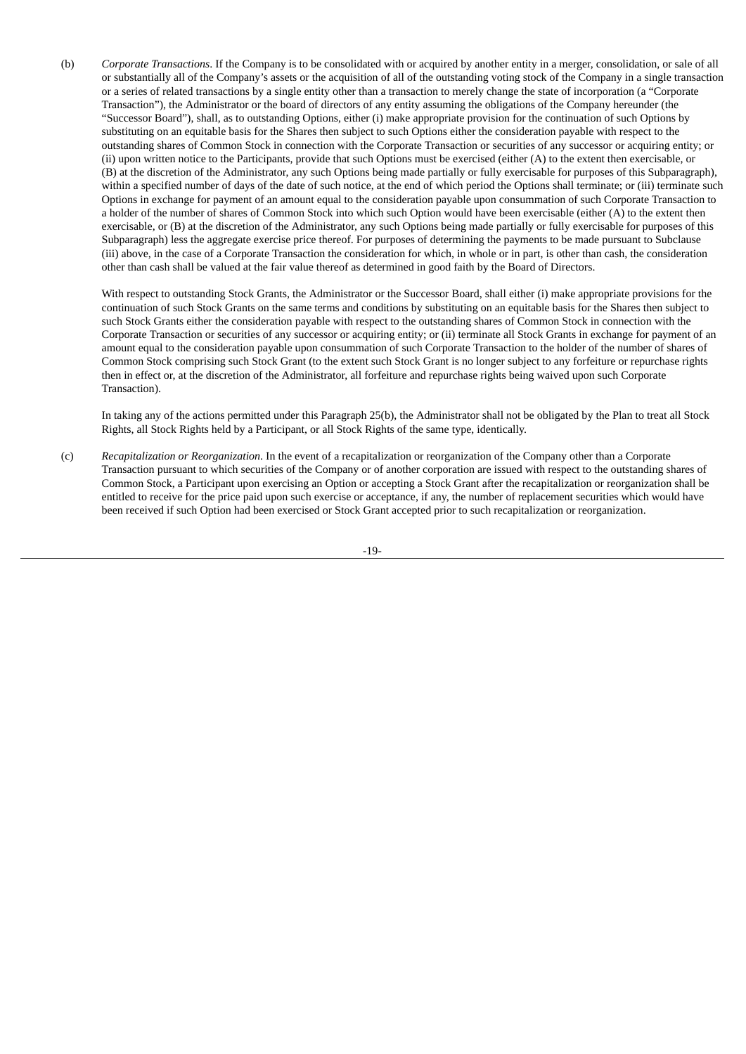(b) *Corporate Transactions*. If the Company is to be consolidated with or acquired by another entity in a merger, consolidation, or sale of all or substantially all of the Company's assets or the acquisition of all of the outstanding voting stock of the Company in a single transaction or a series of related transactions by a single entity other than a transaction to merely change the state of incorporation (a "Corporate Transaction"), the Administrator or the board of directors of any entity assuming the obligations of the Company hereunder (the "Successor Board"), shall, as to outstanding Options, either (i) make appropriate provision for the continuation of such Options by substituting on an equitable basis for the Shares then subject to such Options either the consideration payable with respect to the outstanding shares of Common Stock in connection with the Corporate Transaction or securities of any successor or acquiring entity; or (ii) upon written notice to the Participants, provide that such Options must be exercised (either (A) to the extent then exercisable, or (B) at the discretion of the Administrator, any such Options being made partially or fully exercisable for purposes of this Subparagraph), within a specified number of days of the date of such notice, at the end of which period the Options shall terminate; or (iii) terminate such Options in exchange for payment of an amount equal to the consideration payable upon consummation of such Corporate Transaction to a holder of the number of shares of Common Stock into which such Option would have been exercisable (either (A) to the extent then exercisable, or (B) at the discretion of the Administrator, any such Options being made partially or fully exercisable for purposes of this Subparagraph) less the aggregate exercise price thereof. For purposes of determining the payments to be made pursuant to Subclause (iii) above, in the case of a Corporate Transaction the consideration for which, in whole or in part, is other than cash, the consideration other than cash shall be valued at the fair value thereof as determined in good faith by the Board of Directors.

With respect to outstanding Stock Grants, the Administrator or the Successor Board, shall either (i) make appropriate provisions for the continuation of such Stock Grants on the same terms and conditions by substituting on an equitable basis for the Shares then subject to such Stock Grants either the consideration payable with respect to the outstanding shares of Common Stock in connection with the Corporate Transaction or securities of any successor or acquiring entity; or (ii) terminate all Stock Grants in exchange for payment of an amount equal to the consideration payable upon consummation of such Corporate Transaction to the holder of the number of shares of Common Stock comprising such Stock Grant (to the extent such Stock Grant is no longer subject to any forfeiture or repurchase rights then in effect or, at the discretion of the Administrator, all forfeiture and repurchase rights being waived upon such Corporate Transaction).

In taking any of the actions permitted under this Paragraph 25(b), the Administrator shall not be obligated by the Plan to treat all Stock Rights, all Stock Rights held by a Participant, or all Stock Rights of the same type, identically.

(c) *Recapitalization or Reorganization*. In the event of a recapitalization or reorganization of the Company other than a Corporate Transaction pursuant to which securities of the Company or of another corporation are issued with respect to the outstanding shares of Common Stock, a Participant upon exercising an Option or accepting a Stock Grant after the recapitalization or reorganization shall be entitled to receive for the price paid upon such exercise or acceptance, if any, the number of replacement securities which would have been received if such Option had been exercised or Stock Grant accepted prior to such recapitalization or reorganization.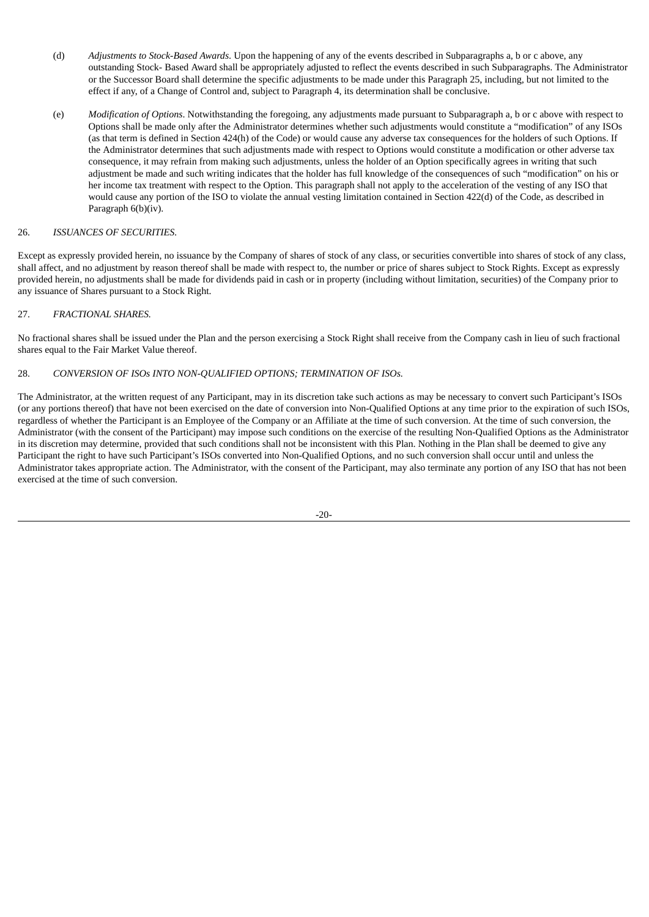(d) *Adjustments to Stock-Based Awards*. Upon the happening of any of the events described in Subparagraphs a, b or c above, any outstanding Stock- Based Award shall be appropriately adjusted to reflect the events described in such Subparagraphs. The Administrator or the Successor Board shall determine the specific adjustments to be made under this Paragraph 25, including, but not limited to the effect if any, of a Change of Control and, subject to Paragraph 4, its determination shall be conclusive.

(e) *Modification of Options*. Notwithstanding the foregoing, any adjustments made pursuant to Subparagraph a, b or c above with respect to Options shall be made only after the Administrator determines whether such adjustments would constitute a "modification" of any ISOs (as that term is defined in Section 424(h) of the Code) or would cause any adverse tax consequences for the holders of such Options. If the Administrator determines that such adjustments made with respect to Options would constitute a modification or other adverse tax consequence, it may refrain from making such adjustments, unless the holder of an Option specifically agrees in writing that such adjustment be made and such writing indicates that the holder has full knowledge of the consequences of such "modification" on his or her income tax treatment with respect to the Option. This paragraph shall not apply to the acceleration of the vesting of any ISO that would cause any portion of the ISO to violate the annual vesting limitation contained in Section 422(d) of the Code, as described in Paragraph 6(b)(iv).

26. *ISSUANCES OF SECURITIES.*

Except as expressly provided herein, no issuance by the Company of shares of stock of any class, or securities convertible into shares of stock of any class, shall affect, and no adjustment by reason thereof shall be made with respect to, the number or price of shares subject to Stock Rights. Except as expressly provided herein, no adjustments shall be made for dividends paid in cash or in property (including without limitation, securities) of the Company prior to any issuance of Shares pursuant to a Stock Right.

27. *FRACTIONAL SHARES.*

No fractional shares shall be issued under the Plan and the person exercising a Stock Right shall receive from the Company cash in lieu of such fractional shares equal to the Fair Market Value thereof.

28. *CONVERSION OF ISOs INTO NON-QUALIFIED OPTIONS; TERMINATION OF ISOs.*

The Administrator, at the written request of any Participant, may in its discretion take such actions as may be necessary to convert such Participant's ISOs (or any portions thereof) that have not been exercised on the date of conversion into Non-Qualified Options at any time prior to the expiration of such ISOs, regardless of whether the Participant is an Employee of the Company or an Affiliate at the time of such conversion. At the time of such conversion, the Administrator (with the consent of the Participant) may impose such conditions on the exercise of the resulting Non-Qualified Options as the Administrator in its discretion may determine, provided that such conditions shall not be inconsistent with this Plan. Nothing in the Plan shall be deemed to give any Participant the right to have such Participant's ISOs converted into Non-Qualified Options, and no such conversion shall occur until and unless the Administrator takes appropriate action. The Administrator, with the consent of the Participant, may also terminate any portion of any ISO that has not been exercised at the time of such conversion.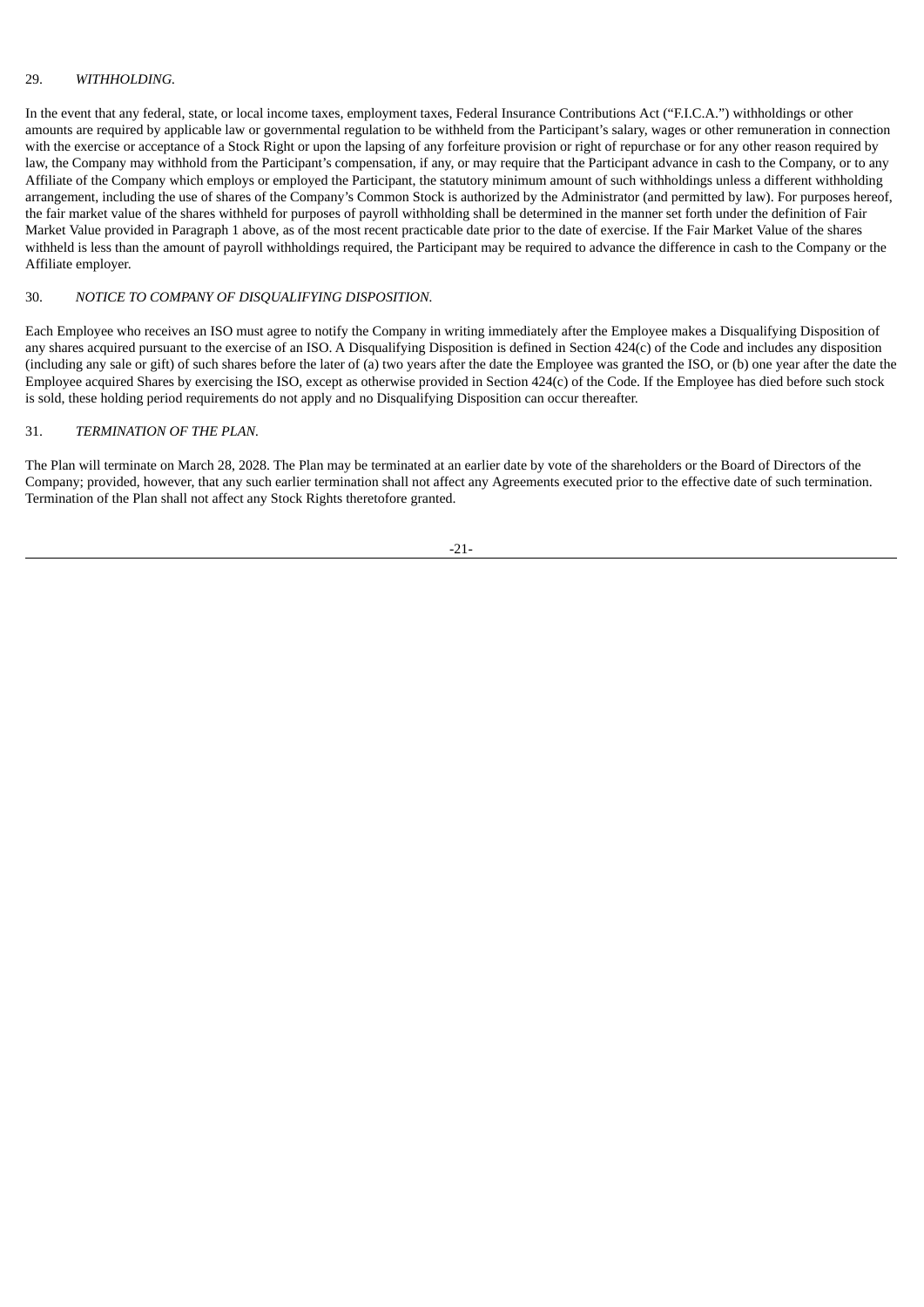29. *WITHHOLDING.*

In the event that any federal, state, or local income taxes, employment taxes, Federal Insurance Contributions Act ("F.I.C.A.") withholdings or other amounts are required by applicable law or governmental regulation to be withheld from the Participant's salary, wages or other remuneration in connection with the exercise or acceptance of a Stock Right or upon the lapsing of any forfeiture provision or right of repurchase or for any other reason required by law, the Company may withhold from the Participant's compensation, if any, or may require that the Participant advance in cash to the Company, or to any Affiliate of the Company which employs or employed the Participant, the statutory minimum amount of such withholdings unless a different withholding arrangement, including the use of shares of the Company's Common Stock is authorized by the Administrator (and permitted by law). For purposes hereof, the fair market value of the shares withheld for purposes of payroll withholding shall be determined in the manner set forth under the definition of Fair Market Value provided in Paragraph 1 above, as of the most recent practicable date prior to the date of exercise. If the Fair Market Value of the shares withheld is less than the amount of payroll withholdings required, the Participant may be required to advance the difference in cash to the Company or the Affiliate employer.

30. *NOTICE TO COMPANY OF DISQUALIFYING DISPOSITION.*

Each Employee who receives an ISO must agree to notify the Company in writing immediately after the Employee makes a Disqualifying Disposition of any shares acquired pursuant to the exercise of an ISO. A Disqualifying Disposition is defined in Section 424(c) of the Code and includes any disposition (including any sale or gift) of such shares before the later of (a) two years after the date the Employee was granted the ISO, or (b) one year after the date the Employee acquired Shares by exercising the ISO, except as otherwise provided in Section 424(c) of the Code. If the Employee has died before such stock is sold, these holding period requirements do not apply and no Disqualifying Disposition can occur thereafter.

31. *TERMINATION OF THE PLAN.*

The Plan will terminate on March 28, 2028. The Plan may be terminated at an earlier date by vote of the shareholders or the Board of Directors of the Company; provided, however, that any such earlier termination shall not affect any Agreements executed prior to the effective date of such termination. Termination of the Plan shall not affect any Stock Rights theretofore granted.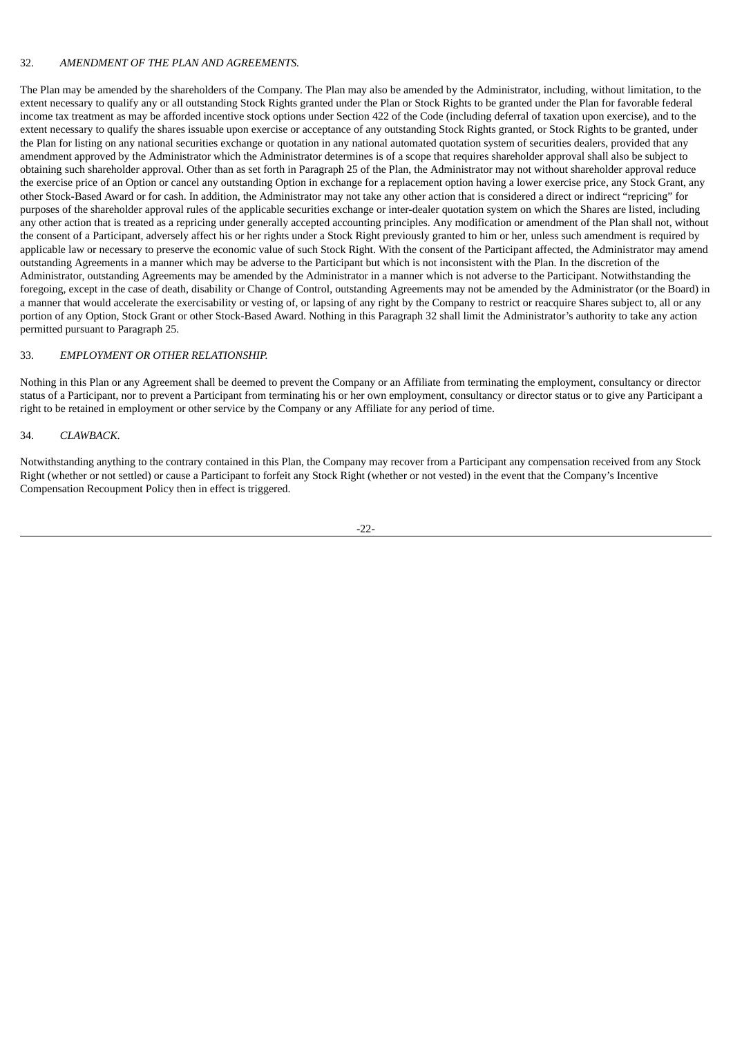32. *AMENDMENT OF THE PLAN AND AGREEMENTS.*

The Plan may be amended by the shareholders of the Company. The Plan may also be amended by the Administrator, including, without limitation, to the extent necessary to qualify any or all outstanding Stock Rights granted under the Plan or Stock Rights to be granted under the Plan for favorable federal income tax treatment as may be afforded incentive stock options under Section 422 of the Code (including deferral of taxation upon exercise), and to the extent necessary to qualify the shares issuable upon exercise or acceptance of any outstanding Stock Rights granted, or Stock Rights to be granted, under the Plan for listing on any national securities exchange or quotation in any national automated quotation system of securities dealers, provided that any amendment approved by the Administrator which the Administrator determines is of a scope that requires shareholder approval shall also be subject to obtaining such shareholder approval. Other than as set forth in Paragraph 25 of the Plan, the Administrator may not without shareholder approval reduce the exercise price of an Option or cancel any outstanding Option in exchange for a replacement option having a lower exercise price, any Stock Grant, any other Stock-Based Award or for cash. In addition, the Administrator may not take any other action that is considered a direct or indirect "repricing" for purposes of the shareholder approval rules of the applicable securities exchange or inter-dealer quotation system on which the Shares are listed, including any other action that is treated as a repricing under generally accepted accounting principles. Any modification or amendment of the Plan shall not, without the consent of a Participant, adversely affect his or her rights under a Stock Right previously granted to him or her, unless such amendment is required by applicable law or necessary to preserve the economic value of such Stock Right. With the consent of the Participant affected, the Administrator may amend outstanding Agreements in a manner which may be adverse to the Participant but which is not inconsistent with the Plan. In the discretion of the Administrator, outstanding Agreements may be amended by the Administrator in a manner which is not adverse to the Participant. Notwithstanding the foregoing, except in the case of death, disability or Change of Control, outstanding Agreements may not be amended by the Administrator (or the Board) in a manner that would accelerate the exercisability or vesting of, or lapsing of any right by the Company to restrict or reacquire Shares subject to, all or any portion of any Option, Stock Grant or other Stock-Based Award. Nothing in this Paragraph 32 shall limit the Administrator's authority to take any action permitted pursuant to Paragraph 25.

33. *EMPLOYMENT OR OTHER RELATIONSHIP.*

Nothing in this Plan or any Agreement shall be deemed to prevent the Company or an Affiliate from terminating the employment, consultancy or director status of a Participant, nor to prevent a Participant from terminating his or her own employment, consultancy or director status or to give any Participant a right to be retained in employment or other service by the Company or any Affiliate for any period of time.

34. *CLAWBACK.*

Notwithstanding anything to the contrary contained in this Plan, the Company may recover from a Participant any compensation received from any Stock Right (whether or not settled) or cause a Participant to forfeit any Stock Right (whether or not vested) in the event that the Company's Incentive Compensation Recoupment Policy then in effect is triggered.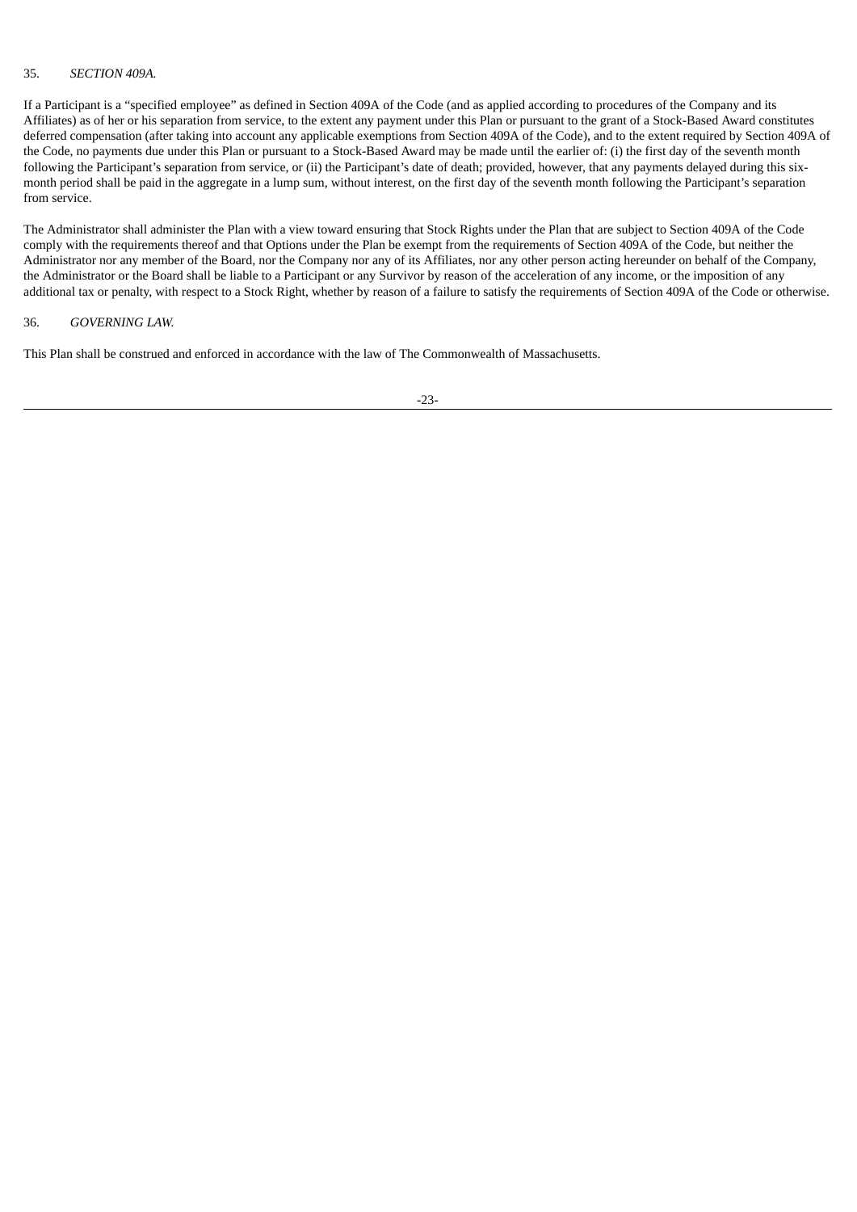35. *SECTION 409A.*

If a Participant is a "specified employee" as defined in Section 409A of the Code (and as applied according to procedures of the Company and its Affiliates) as of her or his separation from service, to the extent any payment under this Plan or pursuant to the grant of a Stock-Based Award constitutes deferred compensation (after taking into account any applicable exemptions from Section 409A of the Code), and to the extent required by Section 409A of the Code, no payments due under this Plan or pursuant to a Stock-Based Award may be made until the earlier of: (i) the first day of the seventh month following the Participant's separation from service, or (ii) the Participant's date of death; provided, however, that any payments delayed during this six-month period shall be paid in the aggregate in a lump sum, without interest, on the first day of the seventh month following the Participant's separation from service.

The Administrator shall administer the Plan with a view toward ensuring that Stock Rights under the Plan that are subject to Section 409A of the Code comply with the requirements thereof and that Options under the Plan be exempt from the requirements of Section 409A of the Code, but neither the Administrator nor any member of the Board, nor the Company nor any of its Affiliates, nor any other person acting hereunder on behalf of the Company, the Administrator or the Board shall be liable to a Participant or any Survivor by reason of the acceleration of any income, or the imposition of any additional tax or penalty, with respect to a Stock Right, whether by reason of a failure to satisfy the requirements of Section 409A of the Code or otherwise.

36. *GOVERNING LAW.*

This Plan shall be construed and enforced in accordance with the law of The Commonwealth of Massachusetts.